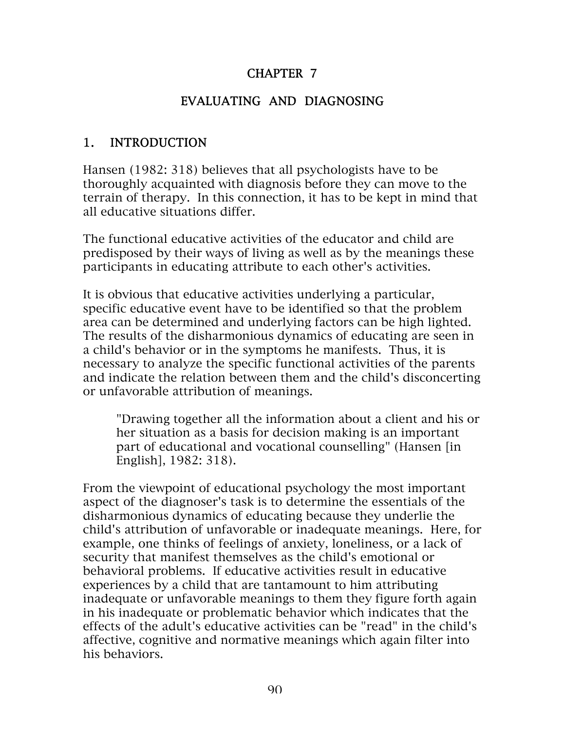# CHAPTER 7

# EVALUATING AND DIAGNOSING

## 1. INTRODUCTION

Hansen (1982: 318) believes that all psychologists have to be thoroughly acquainted with diagnosis before they can move to the terrain of therapy. In this connection, it has to be kept in mind that all educative situations differ.

The functional educative activities of the educator and child are predisposed by their ways of living as well as by the meanings these participants in educating attribute to each other's activities.

It is obvious that educative activities underlying a particular, specific educative event have to be identified so that the problem area can be determined and underlying factors can be high lighted. The results of the disharmonious dynamics of educating are seen in a child's behavior or in the symptoms he manifests. Thus, it is necessary to analyze the specific functional activities of the parents and indicate the relation between them and the child's disconcerting or unfavorable attribution of meanings.

> "Drawing together all the information about a client and his or her situation as a basis for decision making is an important part of educational and vocational counselling" (Hansen [in English], 1982: 318).

From the viewpoint of educational psychology the most important aspect of the diagnoser's task is to determine the essentials of the disharmonious dynamics of educating because they underlie the child's attribution of unfavorable or inadequate meanings. Here, for example, one thinks of feelings of anxiety, loneliness, or a lack of security that manifest themselves as the child's emotional or behavioral problems. If educative activities result in educative experiences by a child that are tantamount to him attributing inadequate or unfavorable meanings to them they figure forth again in his inadequate or problematic behavior which indicates that the effects of the adult's educative activities can be "read" in the child's affective, cognitive and normative meanings which again filter into his behaviors.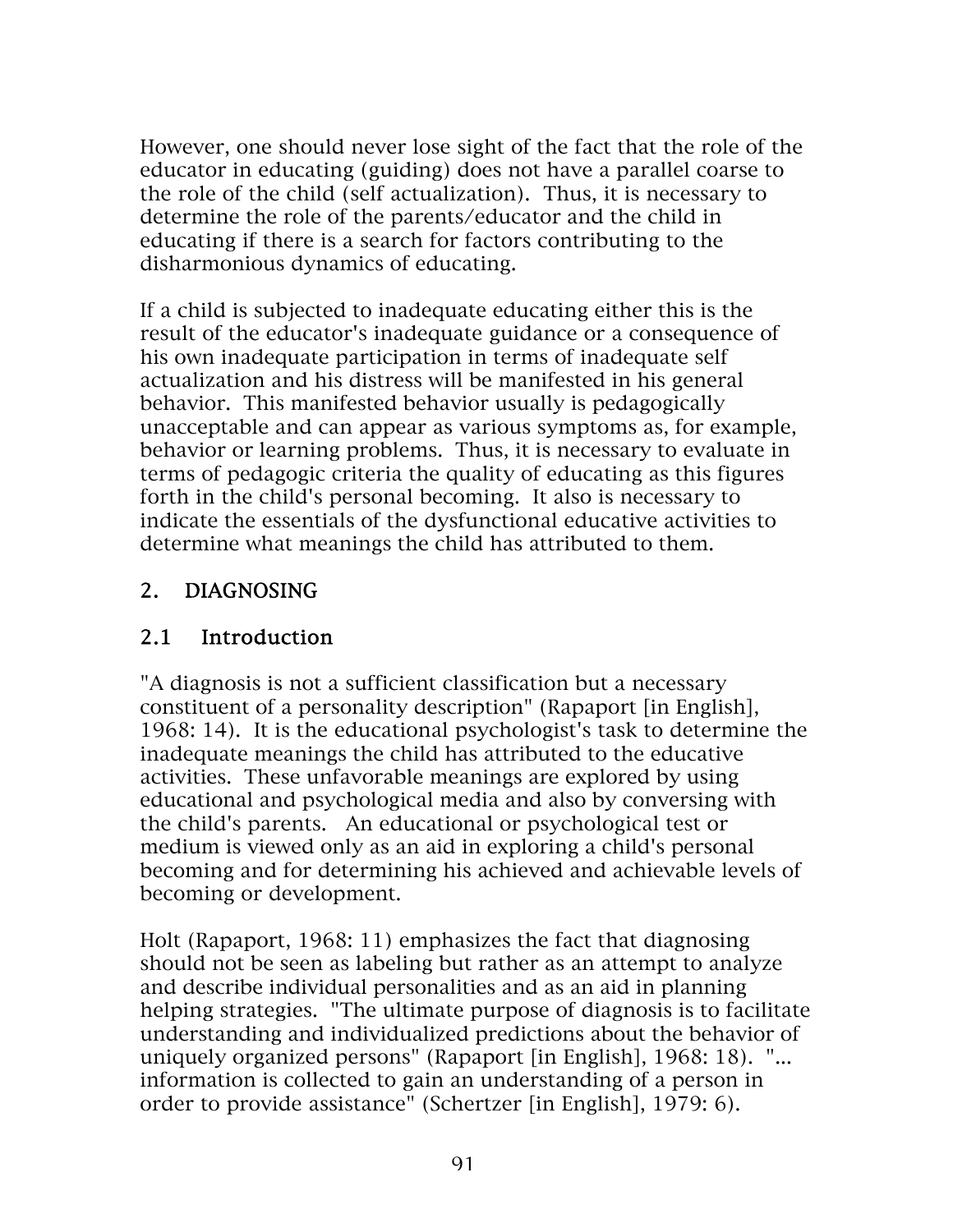However, one should never lose sight of the fact that the role of the educator in educating (guiding) does not have a parallel coarse to the role of the child (self actualization). Thus, it is necessary to determine the role of the parents/educator and the child in educating if there is a search for factors contributing to the disharmonious dynamics of educating.

If a child is subjected to inadequate educating either this is the result of the educator's inadequate guidance or a consequence of his own inadequate participation in terms of inadequate self actualization and his distress will be manifested in his general behavior. This manifested behavior usually is pedagogically unacceptable and can appear as various symptoms as, for example, behavior or learning problems. Thus, it is necessary to evaluate in terms of pedagogic criteria the quality of educating as this figures forth in the child's personal becoming. It also is necessary to indicate the essentials of the dysfunctional educative activities to determine what meanings the child has attributed to them.

## 2. DIAGNOSING

### 2.1 Introduction

"A diagnosis is not a sufficient classification but a necessary constituent of a personality description" (Rapaport [in English], 1968: 14). It is the educational psychologist's task to determine the inadequate meanings the child has attributed to the educative activities. These unfavorable meanings are explored by using educational and psychological media and also by conversing with the child's parents. An educational or psychological test or medium is viewed only as an aid in exploring a child's personal becoming and for determining his achieved and achievable levels of becoming or development.

Holt (Rapaport, 1968: 11) emphasizes the fact that diagnosing should not be seen as labeling but rather as an attempt to analyze and describe individual personalities and as an aid in planning helping strategies. "The ultimate purpose of diagnosis is to facilitate understanding and individualized predictions about the behavior of uniquely organized persons" (Rapaport [in English], 1968: 18). "... information is collected to gain an understanding of a person in order to provide assistance" (Schertzer [in English], 1979: 6).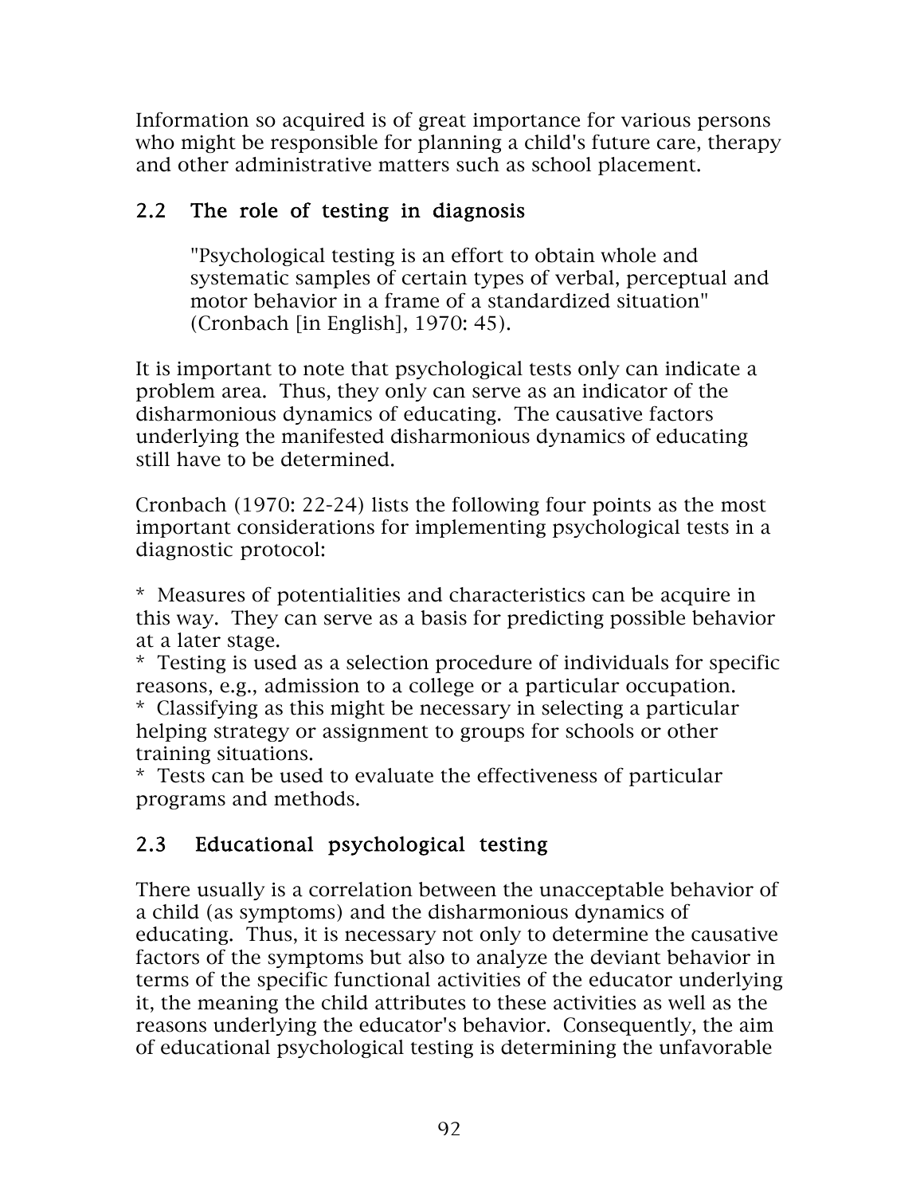Information so acquired is of great importance for various persons who might be responsible for planning a child's future care, therapy and other administrative matters such as school placement.

## 2.2 The role of testing in diagnosis

> "Psychological testing is an effort to obtain whole and systematic samples of certain types of verbal, perceptual and motor behavior in a frame of a standardized situation" (Cronbach [in English], 1970: 45).

It is important to note that psychological tests only can indicate a problem area. Thus, they only can serve as an indicator of the disharmonious dynamics of educating. The causative factors underlying the manifested disharmonious dynamics of educating still have to be determined.

Cronbach (1970: 22-24) lists the following four points as the most important considerations for implementing psychological tests in a diagnostic protocol:

* Measures of potentialities and characteristics can be acquire in this way. They can serve as a basis for predicting possible behavior at a later stage.
* Testing is used as a selection procedure of individuals for specific reasons, e.g., admission to a college or a particular occupation.
* Classifying as this might be necessary in selecting a particular helping strategy or assignment to groups for schools or other training situations.
* Tests can be used to evaluate the effectiveness of particular programs and methods.

## 2.3 Educational psychological testing

There usually is a correlation between the unacceptable behavior of a child (as symptoms) and the disharmonious dynamics of educating. Thus, it is necessary not only to determine the causative factors of the symptoms but also to analyze the deviant behavior in terms of the specific functional activities of the educator underlying it, the meaning the child attributes to these activities as well as the reasons underlying the educator's behavior. Consequently, the aim of educational psychological testing is determining the unfavorable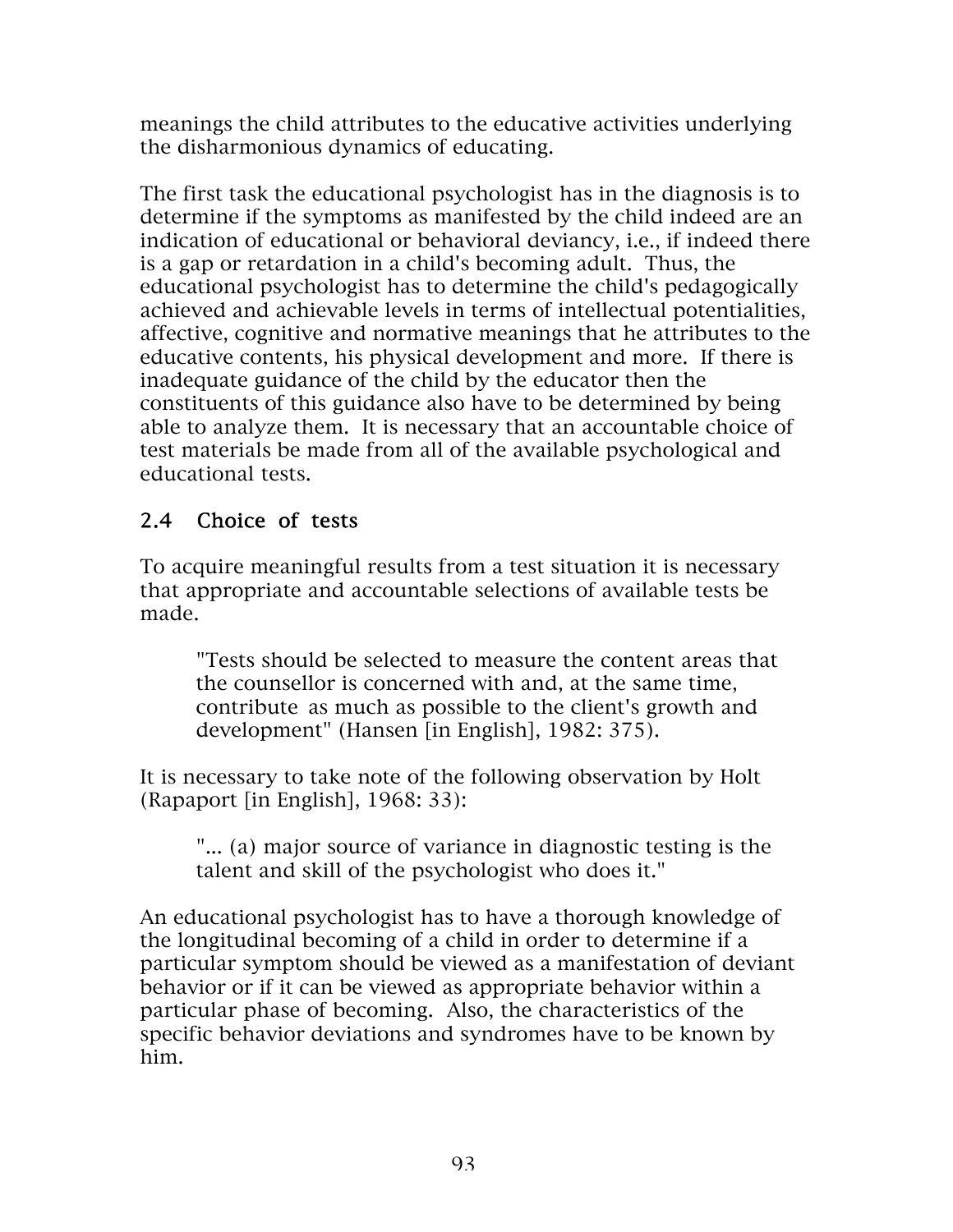meanings the child attributes to the educative activities underlying the disharmonious dynamics of educating.

The first task the educational psychologist has in the diagnosis is to determine if the symptoms as manifested by the child indeed are an indication of educational or behavioral deviancy, i.e., if indeed there is a gap or retardation in a child's becoming adult. Thus, the educational psychologist has to determine the child's pedagogically achieved and achievable levels in terms of intellectual potentialities, affective, cognitive and normative meanings that he attributes to the educative contents, his physical development and more. If there is inadequate guidance of the child by the educator then the constituents of this guidance also have to be determined by being able to analyze them. It is necessary that an accountable choice of test materials be made from all of the available psychological and educational tests.

## 2.4 Choice of tests

To acquire meaningful results from a test situation it is necessary that appropriate and accountable selections of available tests be made.

> "Tests should be selected to measure the content areas that the counsellor is concerned with and, at the same time, contribute as much as possible to the client's growth and development" (Hansen [in English], 1982: 375).

It is necessary to take note of the following observation by Holt (Rapaport [in English], 1968: 33):

> "... (a) major source of variance in diagnostic testing is the talent and skill of the psychologist who does it."

An educational psychologist has to have a thorough knowledge of the longitudinal becoming of a child in order to determine if a particular symptom should be viewed as a manifestation of deviant behavior or if it can be viewed as appropriate behavior within a particular phase of becoming. Also, the characteristics of the specific behavior deviations and syndromes have to be known by him.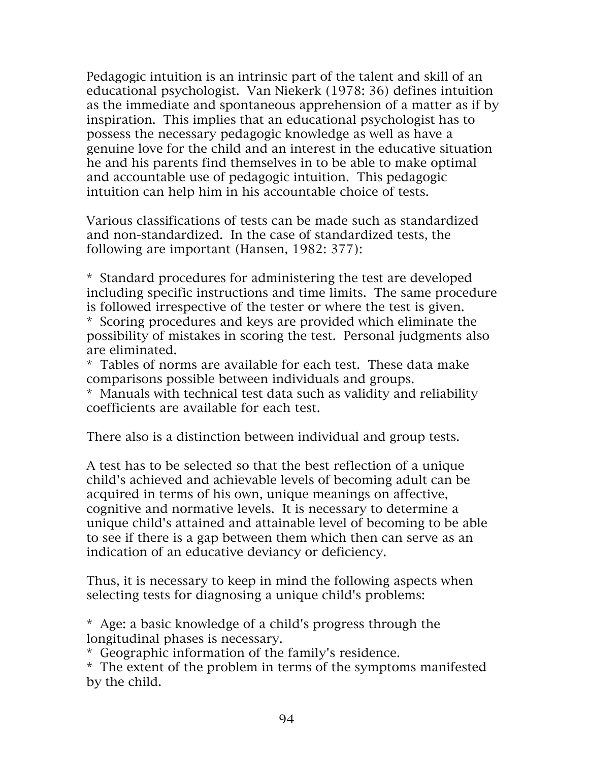Pedagogic intuition is an intrinsic part of the talent and skill of an educational psychologist. Van Niekerk (1978: 36) defines intuition as the immediate and spontaneous apprehension of a matter as if by inspiration. This implies that an educational psychologist has to possess the necessary pedagogic knowledge as well as have a genuine love for the child and an interest in the educative situation he and his parents find themselves in to be able to make optimal and accountable use of pedagogic intuition. This pedagogic intuition can help him in his accountable choice of tests.

Various classifications of tests can be made such as standardized and non-standardized. In the case of standardized tests, the following are important (Hansen, 1982: 377):

* Standard procedures for administering the test are developed including specific instructions and time limits. The same procedure is followed irrespective of the tester or where the test is given.
* Scoring procedures and keys are provided which eliminate the possibility of mistakes in scoring the test. Personal judgments also are eliminated.
* Tables of norms are available for each test. These data make comparisons possible between individuals and groups.
* Manuals with technical test data such as validity and reliability coefficients are available for each test.

There also is a distinction between individual and group tests.

A test has to be selected so that the best reflection of a unique child's achieved and achievable levels of becoming adult can be acquired in terms of his own, unique meanings on affective, cognitive and normative levels. It is necessary to determine a unique child's attained and attainable level of becoming to be able to see if there is a gap between them which then can serve as an indication of an educative deviancy or deficiency.

Thus, it is necessary to keep in mind the following aspects when selecting tests for diagnosing a unique child's problems:

* Age: a basic knowledge of a child's progress through the longitudinal phases is necessary.
* Geographic information of the family's residence.
* The extent of the problem in terms of the symptoms manifested by the child.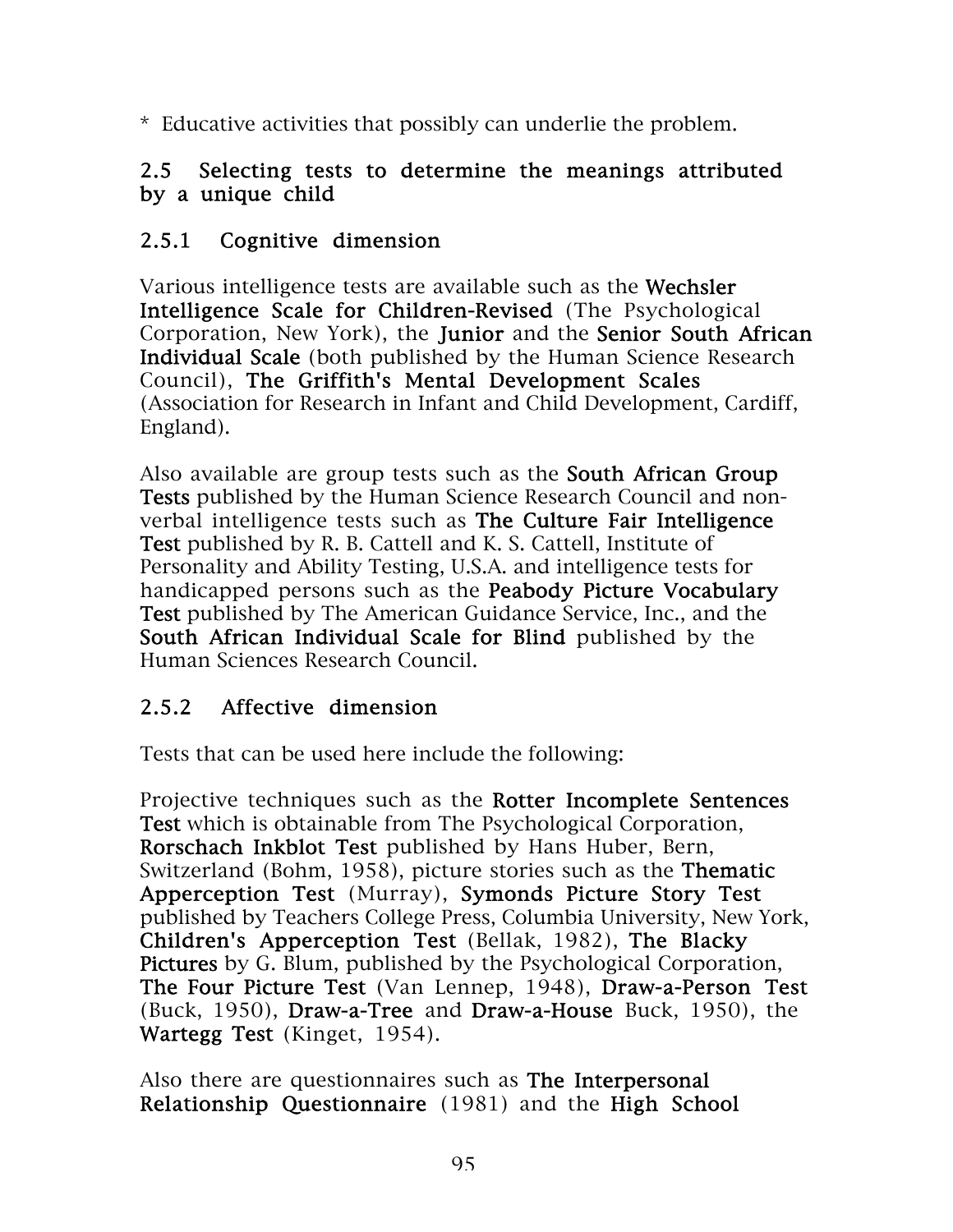* Educative activities that possibly can underlie the problem.

## 2.5 Selecting tests to determine the meanings attributed by a unique child

### 2.5.1 Cognitive dimension

Various intelligence tests are available such as the **Wechsler Intelligence Scale for Children-Revised** (The Psychological Corporation, New York), the **Junior** and the **Senior South African Individual Scale** (both published by the Human Science Research Council), **The Griffith's Mental Development Scales** (Association for Research in Infant and Child Development, Cardiff, England).

Also available are group tests such as the **South African Group Tests** published by the Human Science Research Council and non-verbal intelligence tests such as **The Culture Fair Intelligence Test** published by R. B. Cattell and K. S. Cattell, Institute of Personality and Ability Testing, U.S.A. and intelligence tests for handicapped persons such as the **Peabody Picture Vocabulary Test** published by The American Guidance Service, Inc., and the **South African Individual Scale for Blind** published by the Human Sciences Research Council.

### 2.5.2 Affective dimension

Tests that can be used here include the following:

Projective techniques such as the **Rotter Incomplete Sentences Test** which is obtainable from The Psychological Corporation, **Rorschach Inkblot Test** published by Hans Huber, Bern, Switzerland (Bohm, 1958), picture stories such as the **Thematic Apperception Test** (Murray), **Symonds Picture Story Test** published by Teachers College Press, Columbia University, New York, **Children's Apperception Test** (Bellak, 1982), **The Blacky Pictures** by G. Blum, published by the Psychological Corporation, **The Four Picture Test** (Van Lennep, 1948), **Draw-a-Person Test** (Buck, 1950), **Draw-a-Tree** and **Draw-a-House** Buck, 1950), the **Wartegg Test** (Kinget, 1954).

Also there are questionnaires such as **The Interpersonal Relationship Questionnaire** (1981) and the **High School**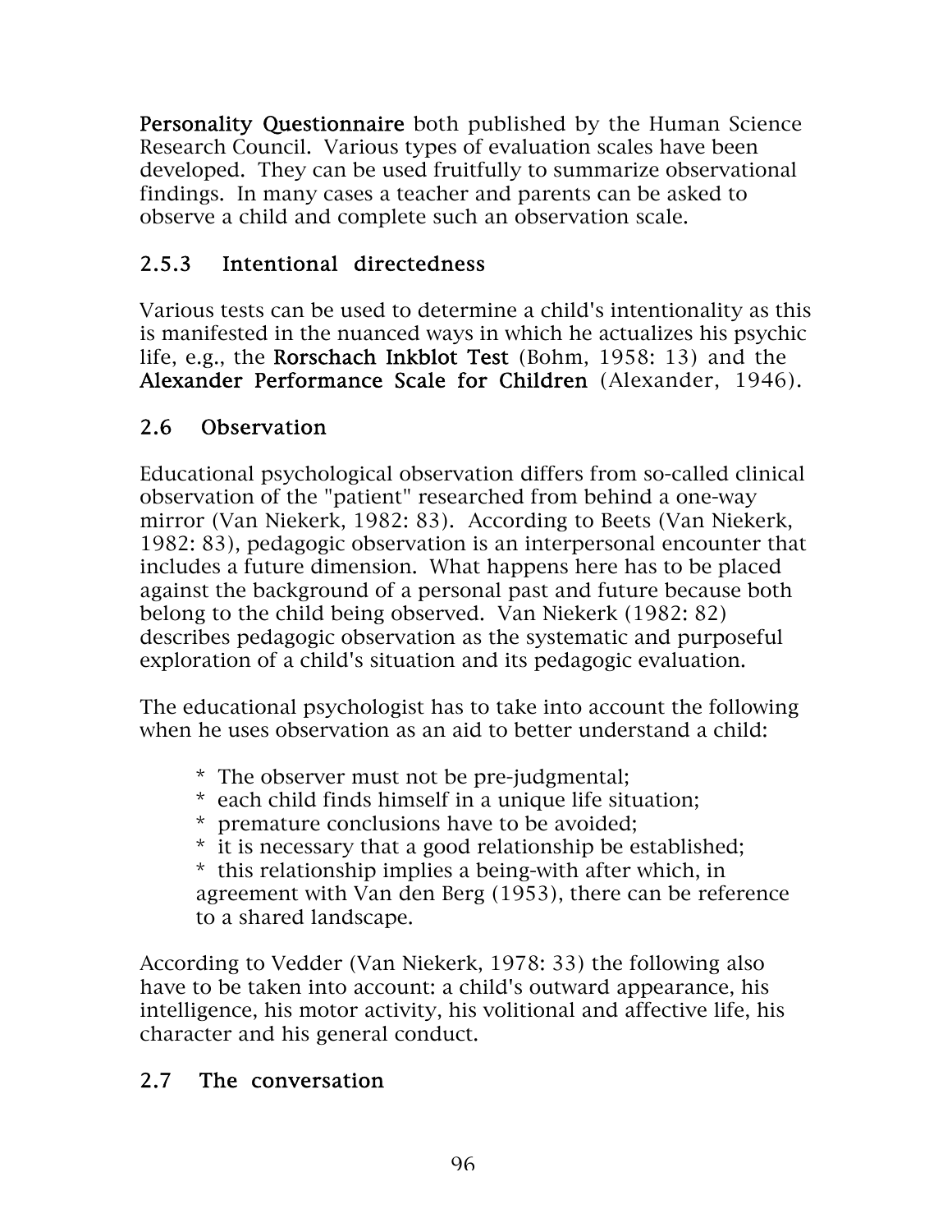**Personality Questionnaire** both published by the Human Science Research Council. Various types of evaluation scales have been developed. They can be used fruitfully to summarize observational findings. In many cases a teacher and parents can be asked to observe a child and complete such an observation scale.

### 2.5.3 Intentional directedness

Various tests can be used to determine a child's intentionality as this is manifested in the nuanced ways in which he actualizes his psychic life, e.g., the **Rorschach Inkblot Test** (Bohm, 1958: 13) and the **Alexander Performance Scale for Children** (Alexander, 1946).

## 2.6 Observation

Educational psychological observation differs from so-called clinical observation of the "patient" researched from behind a one-way mirror (Van Niekerk, 1982: 83). According to Beets (Van Niekerk, 1982: 83), pedagogic observation is an interpersonal encounter that includes a future dimension. What happens here has to be placed against the background of a personal past and future because both belong to the child being observed. Van Niekerk (1982: 82) describes pedagogic observation as the systematic and purposeful exploration of a child's situation and its pedagogic evaluation.

The educational psychologist has to take into account the following when he uses observation as an aid to better understand a child:

* The observer must not be pre-judgmental;
* each child finds himself in a unique life situation;
* premature conclusions have to be avoided;
* it is necessary that a good relationship be established;
* this relationship implies a being-with after which, in agreement with Van den Berg (1953), there can be reference to a shared landscape.

According to Vedder (Van Niekerk, 1978: 33) the following also have to be taken into account: a child's outward appearance, his intelligence, his motor activity, his volitional and affective life, his character and his general conduct.

## 2.7 The conversation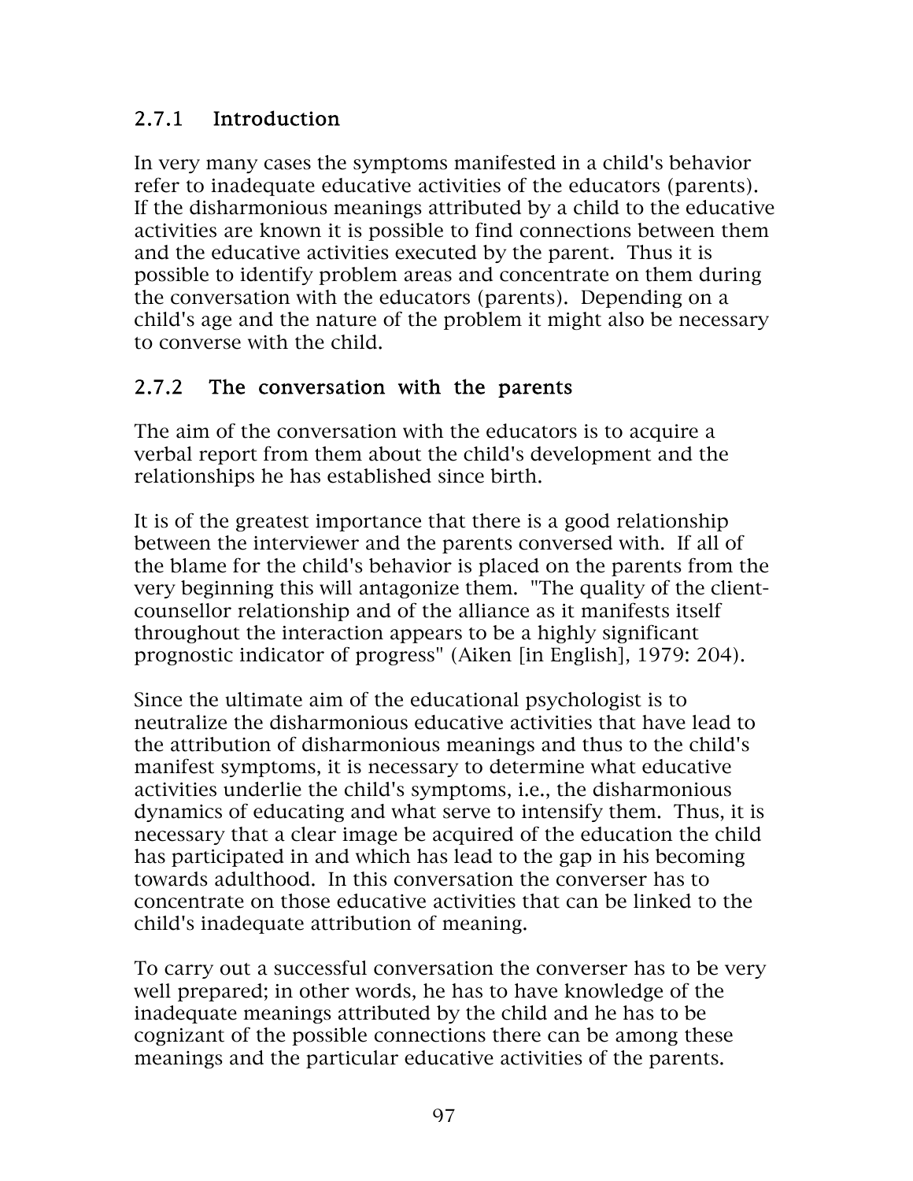### 2.7.1 Introduction

In very many cases the symptoms manifested in a child's behavior refer to inadequate educative activities of the educators (parents). If the disharmonious meanings attributed by a child to the educative activities are known it is possible to find connections between them and the educative activities executed by the parent. Thus it is possible to identify problem areas and concentrate on them during the conversation with the educators (parents). Depending on a child's age and the nature of the problem it might also be necessary to converse with the child.

### 2.7.2 The conversation with the parents

The aim of the conversation with the educators is to acquire a verbal report from them about the child's development and the relationships he has established since birth.

It is of the greatest importance that there is a good relationship between the interviewer and the parents conversed with. If all of the blame for the child's behavior is placed on the parents from the very beginning this will antagonize them. "The quality of the client-counsellor relationship and of the alliance as it manifests itself throughout the interaction appears to be a highly significant prognostic indicator of progress" (Aiken [in English], 1979: 204).

Since the ultimate aim of the educational psychologist is to neutralize the disharmonious educative activities that have lead to the attribution of disharmonious meanings and thus to the child's manifest symptoms, it is necessary to determine what educative activities underlie the child's symptoms, i.e., the disharmonious dynamics of educating and what serve to intensify them. Thus, it is necessary that a clear image be acquired of the education the child has participated in and which has lead to the gap in his becoming towards adulthood. In this conversation the converser has to concentrate on those educative activities that can be linked to the child's inadequate attribution of meaning.

To carry out a successful conversation the converser has to be very well prepared; in other words, he has to have knowledge of the inadequate meanings attributed by the child and he has to be cognizant of the possible connections there can be among these meanings and the particular educative activities of the parents.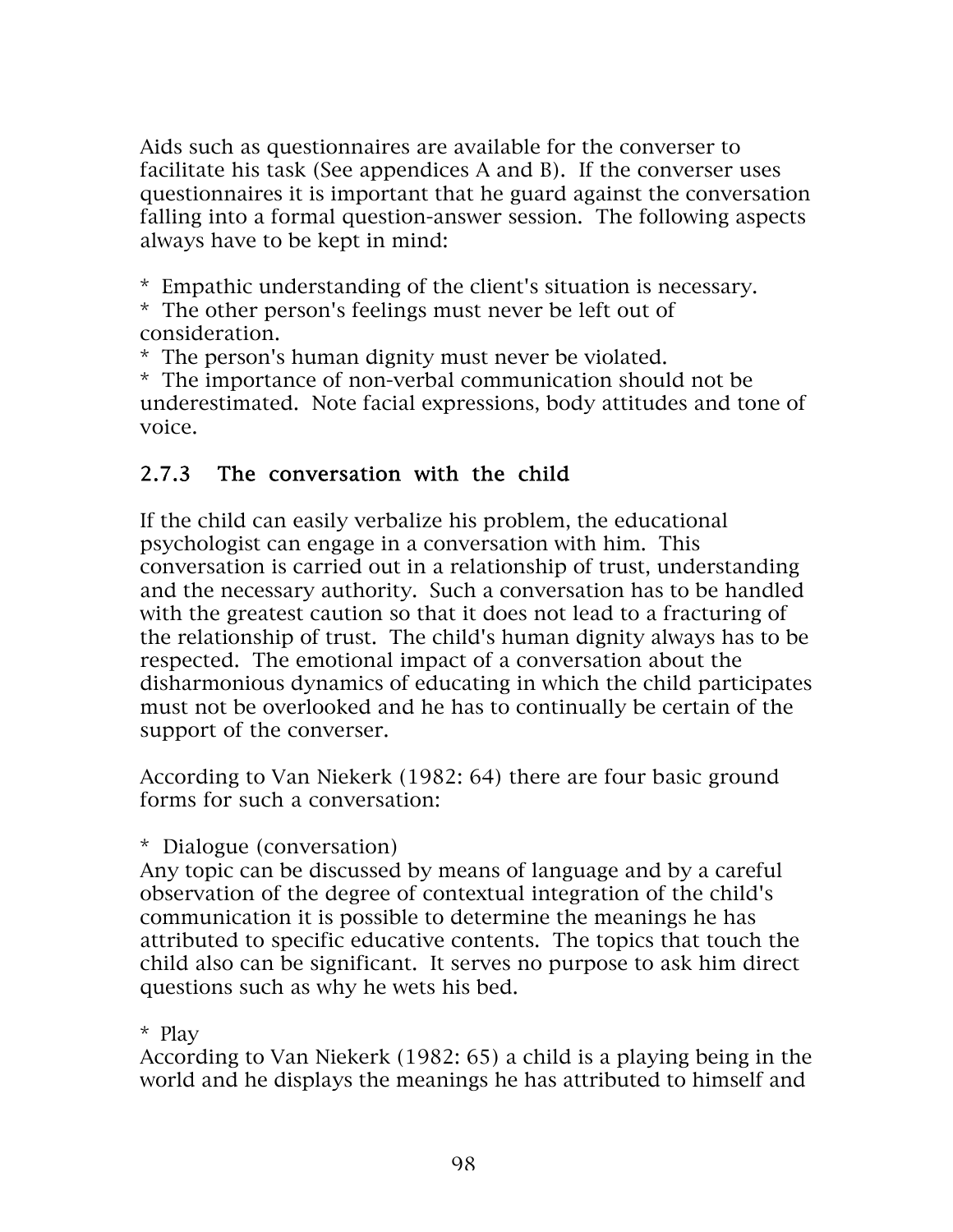Aids such as questionnaires are available for the converser to facilitate his task (See appendices A and B). If the converser uses questionnaires it is important that he guard against the conversation falling into a formal question-answer session. The following aspects always have to be kept in mind:

* Empathic understanding of the client's situation is necessary.
* The other person's feelings must never be left out of consideration.
* The person's human dignity must never be violated.
* The importance of non-verbal communication should not be underestimated. Note facial expressions, body attitudes and tone of voice.

### 2.7.3 The conversation with the child

If the child can easily verbalize his problem, the educational psychologist can engage in a conversation with him. This conversation is carried out in a relationship of trust, understanding and the necessary authority. Such a conversation has to be handled with the greatest caution so that it does not lead to a fracturing of the relationship of trust. The child's human dignity always has to be respected. The emotional impact of a conversation about the disharmonious dynamics of educating in which the child participates must not be overlooked and he has to continually be certain of the support of the converser.

According to Van Niekerk (1982: 64) there are four basic ground forms for such a conversation:

* Dialogue (conversation)

Any topic can be discussed by means of language and by a careful observation of the degree of contextual integration of the child's communication it is possible to determine the meanings he has attributed to specific educative contents. The topics that touch the child also can be significant. It serves no purpose to ask him direct questions such as why he wets his bed.

* Play

According to Van Niekerk (1982: 65) a child is a playing being in the world and he displays the meanings he has attributed to himself and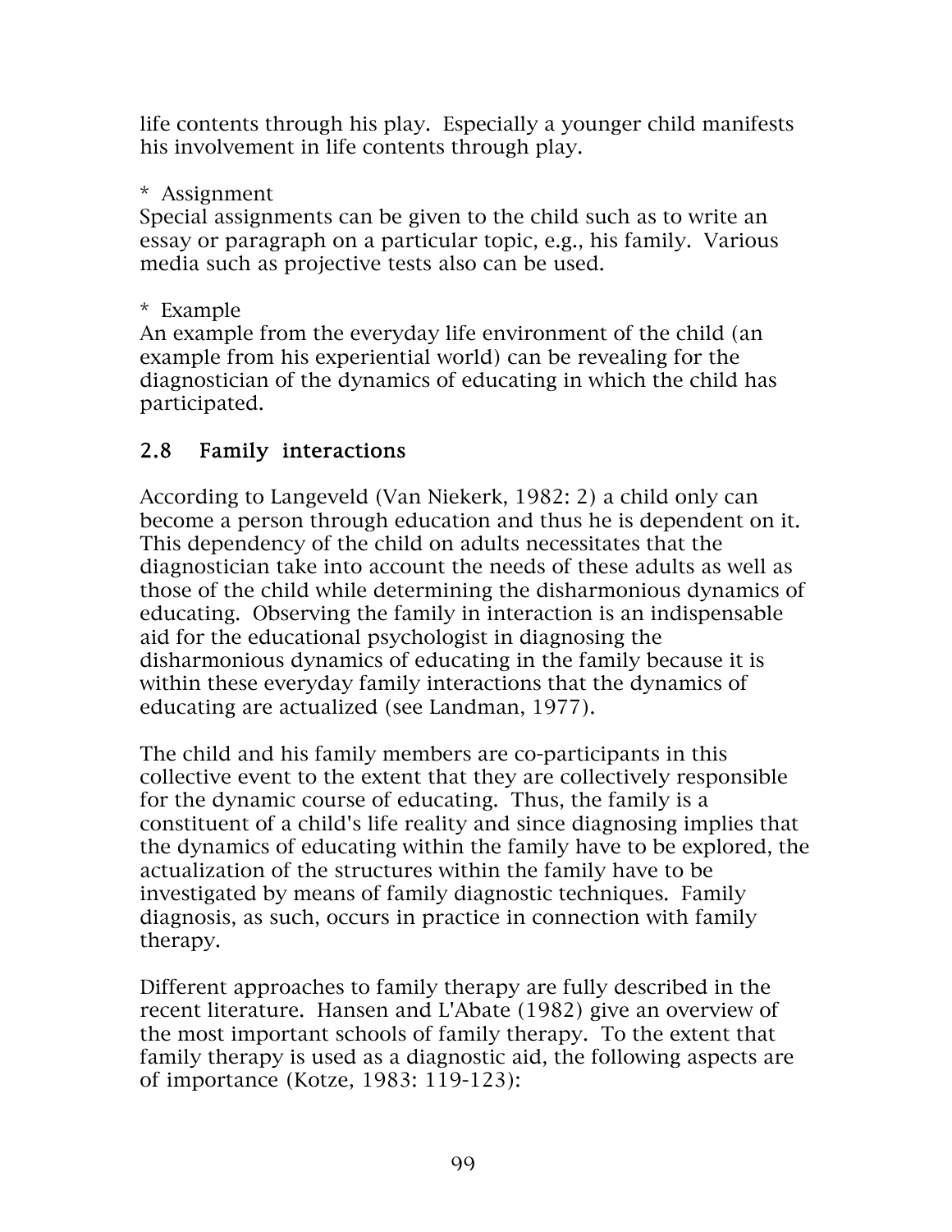life contents through his play. Especially a younger child manifests his involvement in life contents through play.

* Assignment
Special assignments can be given to the child such as to write an essay or paragraph on a particular topic, e.g., his family. Various media such as projective tests also can be used.

* Example
An example from the everyday life environment of the child (an example from his experiential world) can be revealing for the diagnostician of the dynamics of educating in which the child has participated.

## 2.8 Family interactions

According to Langeveld (Van Niekerk, 1982: 2) a child only can become a person through education and thus he is dependent on it. This dependency of the child on adults necessitates that the diagnostician take into account the needs of these adults as well as those of the child while determining the disharmonious dynamics of educating. Observing the family in interaction is an indispensable aid for the educational psychologist in diagnosing the disharmonious dynamics of educating in the family because it is within these everyday family interactions that the dynamics of educating are actualized (see Landman, 1977).

The child and his family members are co-participants in this collective event to the extent that they are collectively responsible for the dynamic course of educating. Thus, the family is a constituent of a child's life reality and since diagnosing implies that the dynamics of educating within the family have to be explored, the actualization of the structures within the family have to be investigated by means of family diagnostic techniques. Family diagnosis, as such, occurs in practice in connection with family therapy.

Different approaches to family therapy are fully described in the recent literature. Hansen and L'Abate (1982) give an overview of the most important schools of family therapy. To the extent that family therapy is used as a diagnostic aid, the following aspects are of importance (Kotze, 1983: 119-123):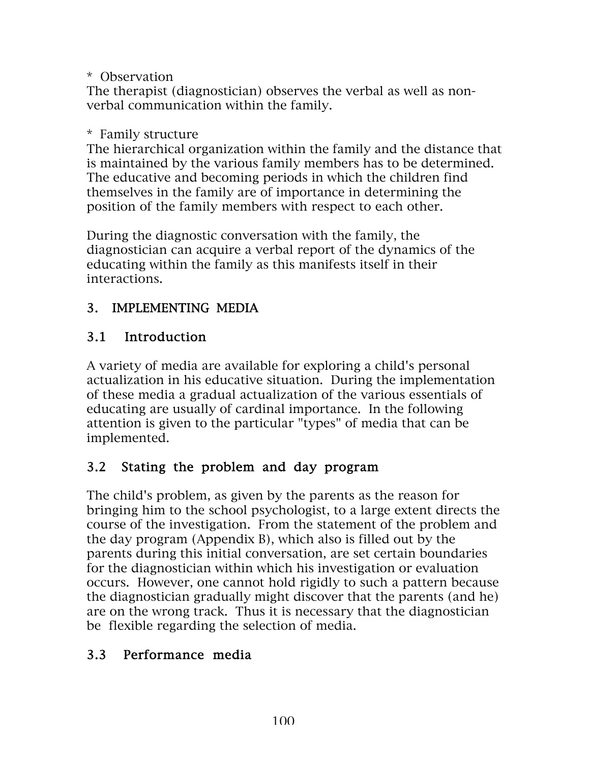* Observation
The therapist (diagnostician) observes the verbal as well as non-verbal communication within the family.

* Family structure
The hierarchical organization within the family and the distance that is maintained by the various family members has to be determined. The educative and becoming periods in which the children find themselves in the family are of importance in determining the position of the family members with respect to each other.

During the diagnostic conversation with the family, the diagnostician can acquire a verbal report of the dynamics of the educating within the family as this manifests itself in their interactions.

## 3. IMPLEMENTING MEDIA

### 3.1 Introduction

A variety of media are available for exploring a child's personal actualization in his educative situation. During the implementation of these media a gradual actualization of the various essentials of educating are usually of cardinal importance. In the following attention is given to the particular "types" of media that can be implemented.

### 3.2 Stating the problem and day program

The child's problem, as given by the parents as the reason for bringing him to the school psychologist, to a large extent directs the course of the investigation. From the statement of the problem and the day program (Appendix B), which also is filled out by the parents during this initial conversation, are set certain boundaries for the diagnostician within which his investigation or evaluation occurs. However, one cannot hold rigidly to such a pattern because the diagnostician gradually might discover that the parents (and he) are on the wrong track. Thus it is necessary that the diagnostician be flexible regarding the selection of media.

### 3.3 Performance media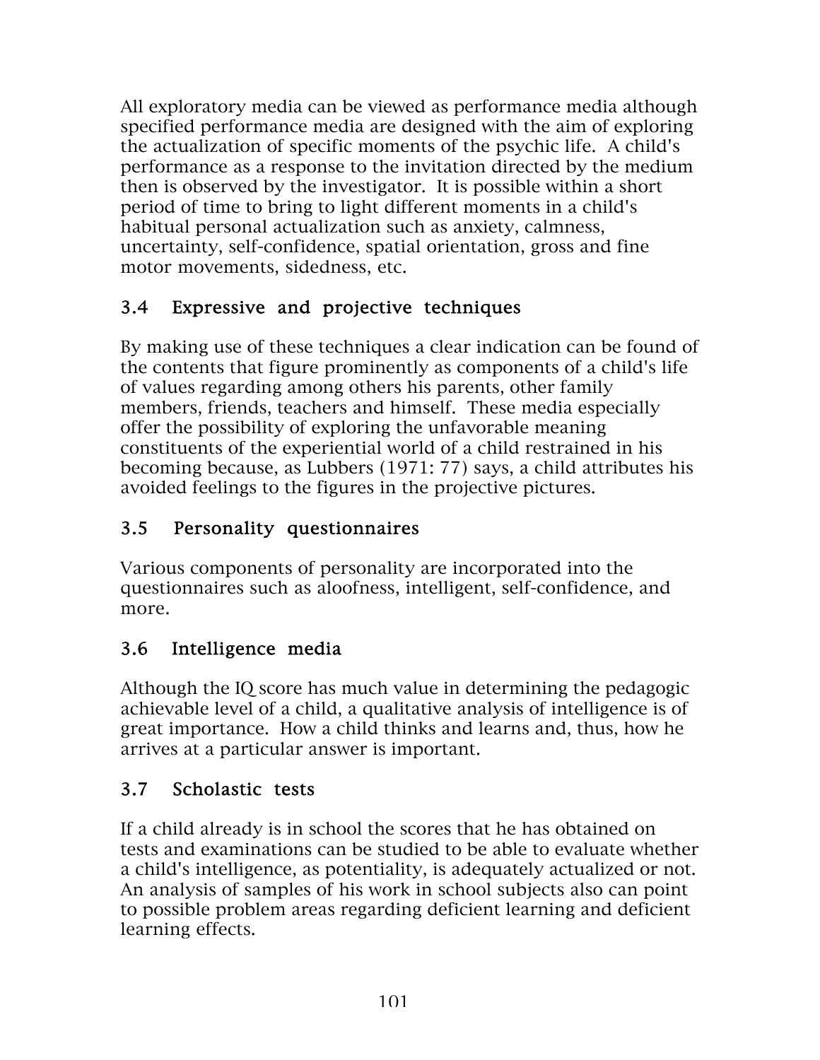All exploratory media can be viewed as performance media although specified performance media are designed with the aim of exploring the actualization of specific moments of the psychic life. A child's performance as a response to the invitation directed by the medium then is observed by the investigator. It is possible within a short period of time to bring to light different moments in a child's habitual personal actualization such as anxiety, calmness, uncertainty, self-confidence, spatial orientation, gross and fine motor movements, sidedness, etc.

### 3.4 Expressive and projective techniques

By making use of these techniques a clear indication can be found of the contents that figure prominently as components of a child's life of values regarding among others his parents, other family members, friends, teachers and himself. These media especially offer the possibility of exploring the unfavorable meaning constituents of the experiential world of a child restrained in his becoming because, as Lubbers (1971: 77) says, a child attributes his avoided feelings to the figures in the projective pictures.

### 3.5 Personality questionnaires

Various components of personality are incorporated into the questionnaires such as aloofness, intelligent, self-confidence, and more.

### 3.6 Intelligence media

Although the IQ score has much value in determining the pedagogic achievable level of a child, a qualitative analysis of intelligence is of great importance. How a child thinks and learns and, thus, how he arrives at a particular answer is important.

### 3.7 Scholastic tests

If a child already is in school the scores that he has obtained on tests and examinations can be studied to be able to evaluate whether a child's intelligence, as potentiality, is adequately actualized or not. An analysis of samples of his work in school subjects also can point to possible problem areas regarding deficient learning and deficient learning effects.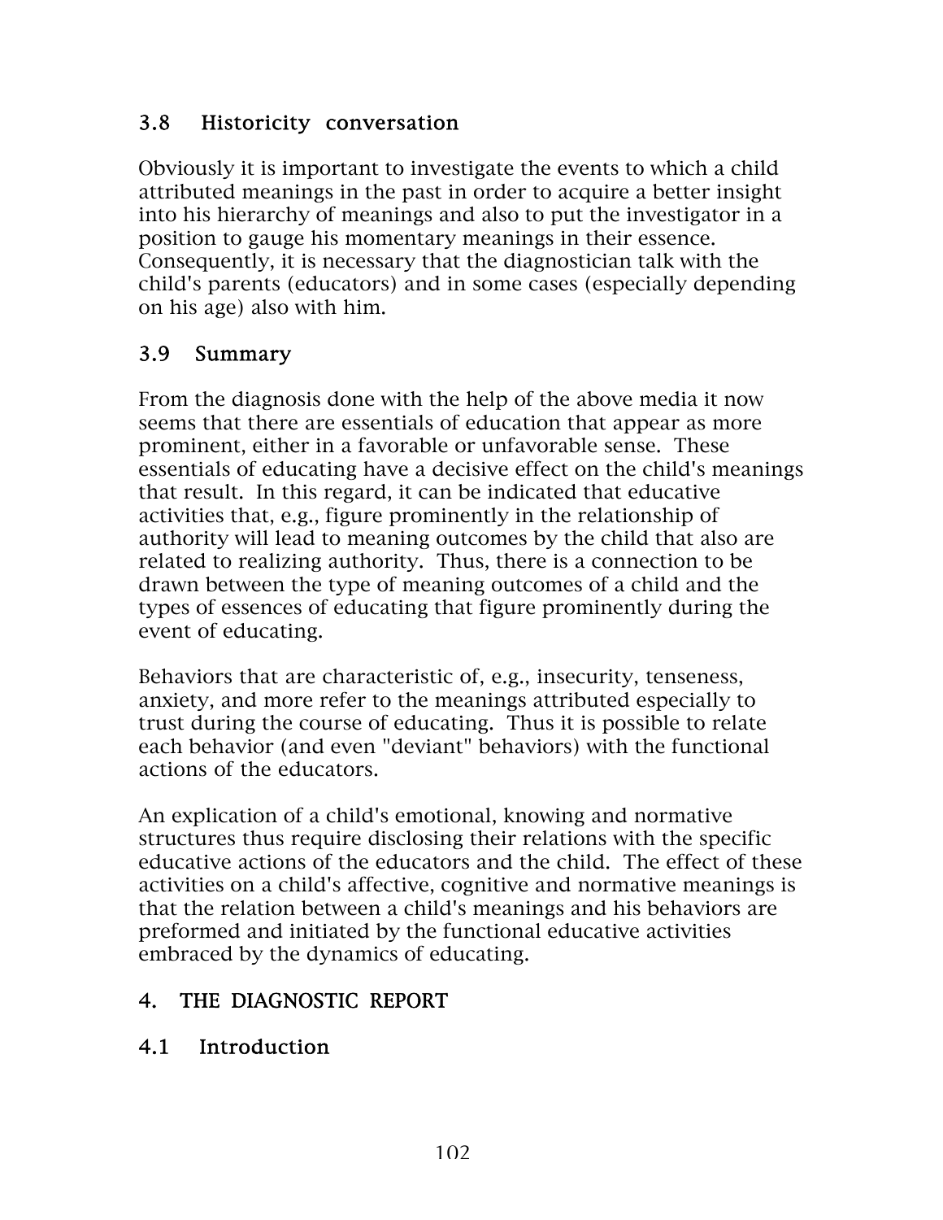### 3.8 Historicity conversation

Obviously it is important to investigate the events to which a child attributed meanings in the past in order to acquire a better insight into his hierarchy of meanings and also to put the investigator in a position to gauge his momentary meanings in their essence. Consequently, it is necessary that the diagnostician talk with the child's parents (educators) and in some cases (especially depending on his age) also with him.

### 3.9 Summary

From the diagnosis done with the help of the above media it now seems that there are essentials of education that appear as more prominent, either in a favorable or unfavorable sense. These essentials of educating have a decisive effect on the child's meanings that result. In this regard, it can be indicated that educative activities that, e.g., figure prominently in the relationship of authority will lead to meaning outcomes by the child that also are related to realizing authority. Thus, there is a connection to be drawn between the type of meaning outcomes of a child and the types of essences of educating that figure prominently during the event of educating.

Behaviors that are characteristic of, e.g., insecurity, tenseness, anxiety, and more refer to the meanings attributed especially to trust during the course of educating. Thus it is possible to relate each behavior (and even "deviant" behaviors) with the functional actions of the educators.

An explication of a child's emotional, knowing and normative structures thus require disclosing their relations with the specific educative actions of the educators and the child. The effect of these activities on a child's affective, cognitive and normative meanings is that the relation between a child's meanings and his behaviors are preformed and initiated by the functional educative activities embraced by the dynamics of educating.

## 4. THE DIAGNOSTIC REPORT

### 4.1 Introduction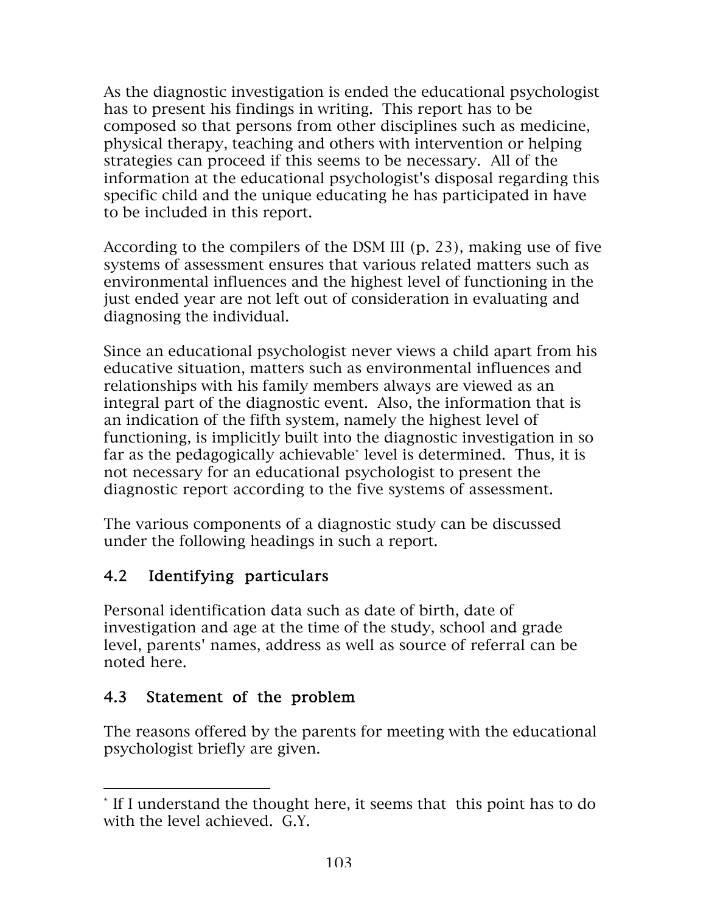As the diagnostic investigation is ended the educational psychologist has to present his findings in writing. This report has to be composed so that persons from other disciplines such as medicine, physical therapy, teaching and others with intervention or helping strategies can proceed if this seems to be necessary. All of the information at the educational psychologist's disposal regarding this specific child and the unique educating he has participated in have to be included in this report.

According to the compilers of the DSM III (p. 23), making use of five systems of assessment ensures that various related matters such as environmental influences and the highest level of functioning in the just ended year are not left out of consideration in evaluating and diagnosing the individual.

Since an educational psychologist never views a child apart from his educative situation, matters such as environmental influences and relationships with his family members always are viewed as an integral part of the diagnostic event. Also, the information that is an indication of the fifth system, namely the highest level of functioning, is implicitly built into the diagnostic investigation in so far as the pedagogically achievable* level is determined. Thus, it is not necessary for an educational psychologist to present the diagnostic report according to the five systems of assessment.

The various components of a diagnostic study can be discussed under the following headings in such a report.

## 4.2 Identifying particulars

Personal identification data such as date of birth, date of investigation and age at the time of the study, school and grade level, parents' names, address as well as source of referral can be noted here.

## 4.3 Statement of the problem

The reasons offered by the parents for meeting with the educational psychologist briefly are given.

---

* If I understand the thought here, it seems that this point has to do with the level achieved. G.Y.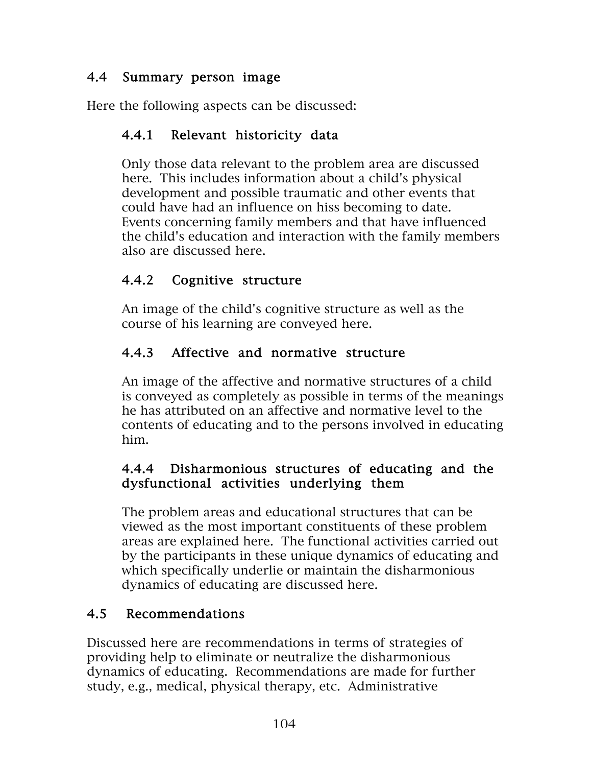## 4.4 Summary person image

Here the following aspects can be discussed:

### 4.4.1 Relevant historicity data

Only those data relevant to the problem area are discussed here. This includes information about a child's physical development and possible traumatic and other events that could have had an influence on hiss becoming to date. Events concerning family members and that have influenced the child's education and interaction with the family members also are discussed here.

### 4.4.2 Cognitive structure

An image of the child's cognitive structure as well as the course of his learning are conveyed here.

### 4.4.3 Affective and normative structure

An image of the affective and normative structures of a child is conveyed as completely as possible in terms of the meanings he has attributed on an affective and normative level to the contents of educating and to the persons involved in educating him.

### 4.4.4 Disharmonious structures of educating and the dysfunctional activities underlying them

The problem areas and educational structures that can be viewed as the most important constituents of these problem areas are explained here. The functional activities carried out by the participants in these unique dynamics of educating and which specifically underlie or maintain the disharmonious dynamics of educating are discussed here.

## 4.5 Recommendations

Discussed here are recommendations in terms of strategies of providing help to eliminate or neutralize the disharmonious dynamics of educating. Recommendations are made for further study, e.g., medical, physical therapy, etc. Administrative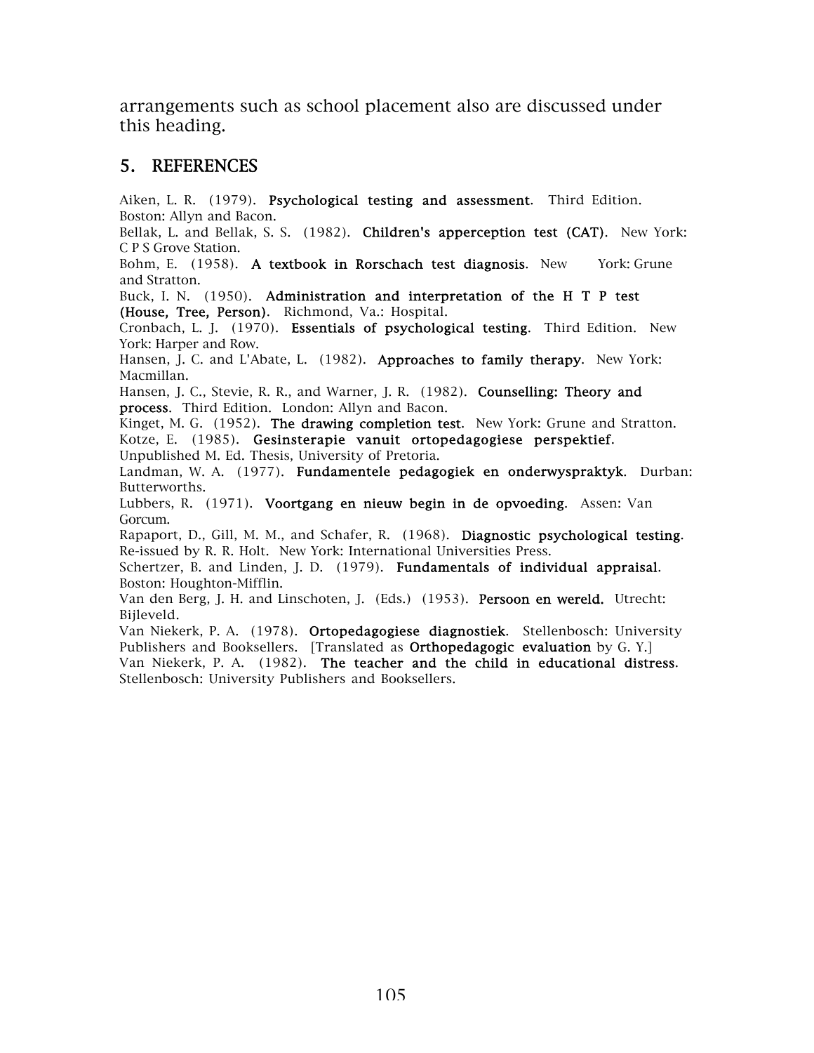arrangements such as school placement also are discussed under this heading.

## 5. REFERENCES

Aiken, L. R. (1979). **Psychological testing and assessment**. Third Edition. Boston: Allyn and Bacon.

Bellak, L. and Bellak, S. S. (1982). **Children's apperception test (CAT)**. New York: C P S Grove Station.

Bohm, E. (1958). **A textbook in Rorschach test diagnosis**. New York: Grune and Stratton.

Buck, I. N. (1950). **Administration and interpretation of the H T P test (House, Tree, Person)**. Richmond, Va.: Hospital.

Cronbach, L. J. (1970). **Essentials of psychological testing**. Third Edition. New York: Harper and Row.

Hansen, J. C. and L'Abate, L. (1982). **Approaches to family therapy**. New York: Macmillan.

Hansen, J. C., Stevie, R. R., and Warner, J. R. (1982). **Counselling: Theory and process**. Third Edition. London: Allyn and Bacon.

Kinget, M. G. (1952). **The drawing completion test**. New York: Grune and Stratton.

Kotze, E. (1985). **Gesinsterapie vanuit ortopedagogiese perspektief**. Unpublished M. Ed. Thesis, University of Pretoria.

Landman, W. A. (1977). **Fundamentele pedagogiek en onderwyspraktyk**. Durban: Butterworths.

Lubbers, R. (1971). **Voortgang en nieuw begin in de opvoeding**. Assen: Van Gorcum.

Rapaport, D., Gill, M. M., and Schafer, R. (1968). **Diagnostic psychological testing**. Re-issued by R. R. Holt. New York: International Universities Press.

Schertzer, B. and Linden, J. D. (1979). **Fundamentals of individual appraisal**. Boston: Houghton-Mifflin.

Van den Berg, J. H. and Linschoten, J. (Eds.) (1953). **Persoon en wereld.** Utrecht: Bijleveld.

Van Niekerk, P. A. (1978). **Ortopedagogiese diagnostiek**. Stellenbosch: University Publishers and Booksellers. [Translated as **Orthopedagogic evaluation** by G. Y.]

Van Niekerk, P. A. (1982). **The teacher and the child in educational distress**. Stellenbosch: University Publishers and Booksellers.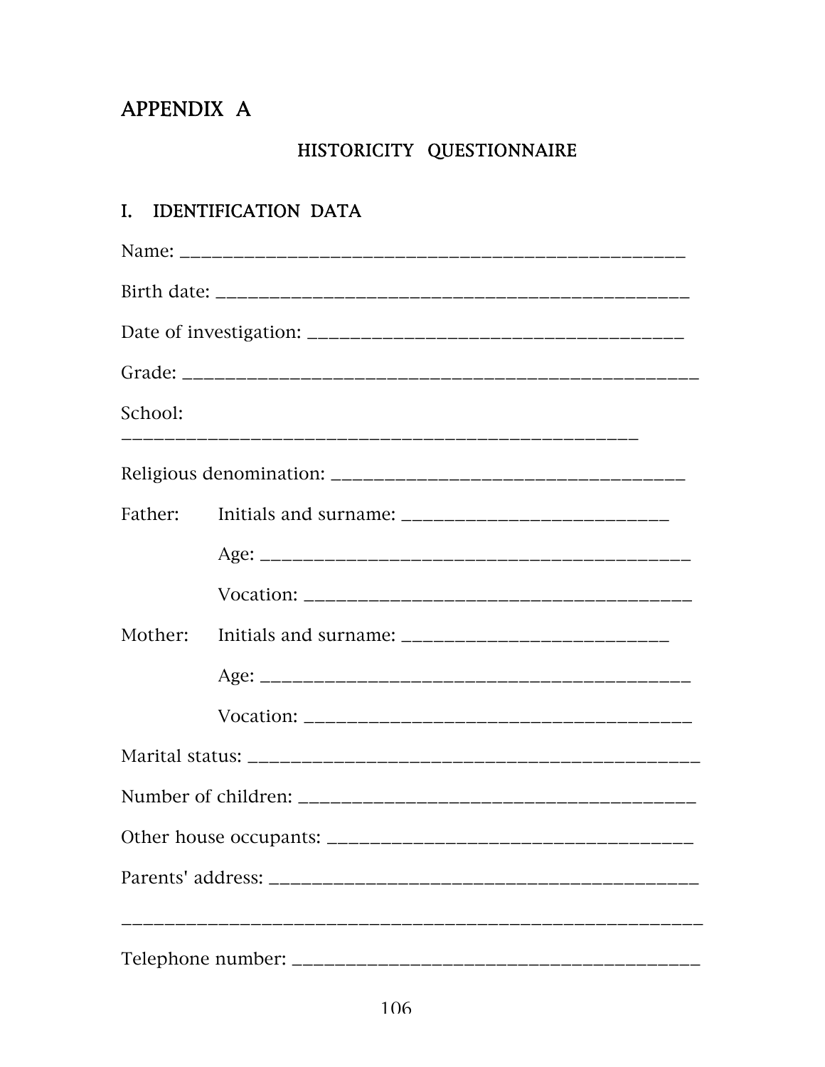# APPENDIX A

## HISTORICITY QUESTIONNAIRE

### I. IDENTIFICATION DATA

Name: ___________________________________________________

Birth date: _______________________________________________

Date of investigation: _____________________________________

Grade: ____________________________________________________

School:
_____________________________________________________

Religious denomination: ____________________________________

Father: Initials and surname: ___________________________

Age: _____________________________________________

Vocation: __________________________________________

Mother: Initials and surname: ___________________________

Age: _____________________________________________

Vocation: __________________________________________

Marital status: ______________________________________________

Number of children: _________________________________________

Other house occupants: ______________________________________

Parents' address: ___________________________________________

_____________________________________________________________

Telephone number: __________________________________________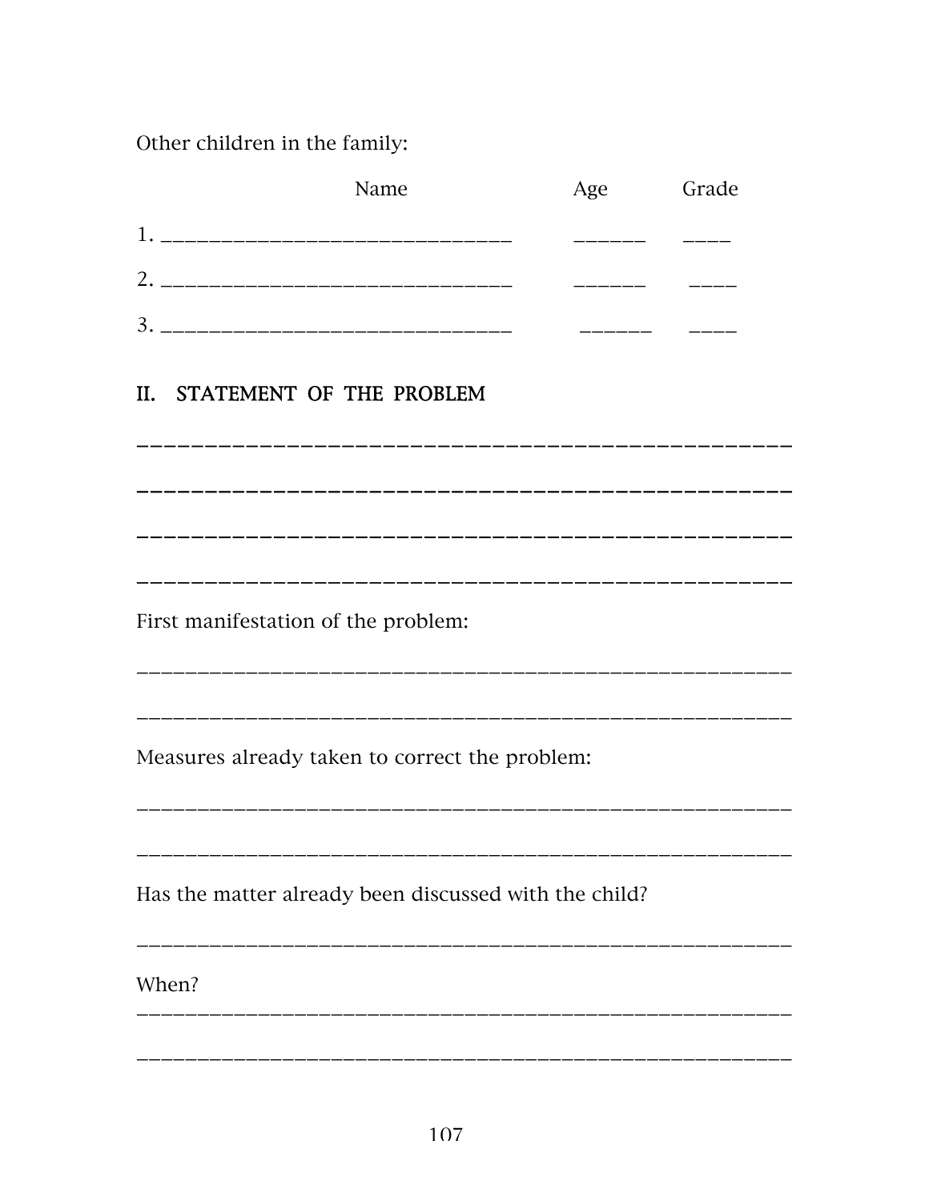Other children in the family:

| Name | Age | Grade |
|---|---|---|
| 1. ______________________________ | ______ | ____ |
| 2. ______________________________ | ______ | ____ |
| 3. ______________________________ | ______ | ____ |

## II. STATEMENT OF THE PROBLEM

__________________________________________________

__________________________________________________

__________________________________________________

__________________________________________________

First manifestation of the problem:

__________________________________________________

__________________________________________________

Measures already taken to correct the problem:

__________________________________________________

__________________________________________________

Has the matter already been discussed with the child?

__________________________________________________

When?

__________________________________________________

__________________________________________________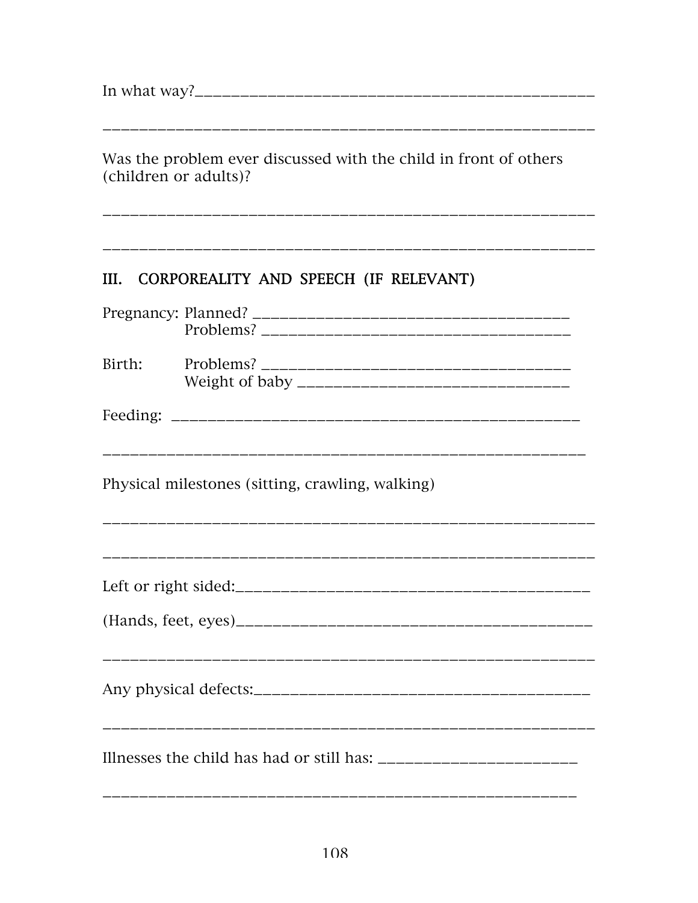In what way?______________________________________________

__________________________________________________________

Was the problem ever discussed with the child in front of others (children or adults)?

__________________________________________________________

__________________________________________________________

## III. CORPOREALITY AND SPEECH (IF RELEVANT)

Pregnancy: Planned? ____________________________________
Problems? ____________________________________

Birth: Problems? ____________________________________
Weight of baby _________________________________

Feeding: _______________________________________________

__________________________________________________________

Physical milestones (sitting, crawling, walking)

__________________________________________________________

__________________________________________________________

Left or right sided:_______________________________________

(Hands, feet, eyes)________________________________________

__________________________________________________________

Any physical defects:______________________________________

__________________________________________________________

Illnesses the child has had or still has: _________________________

__________________________________________________________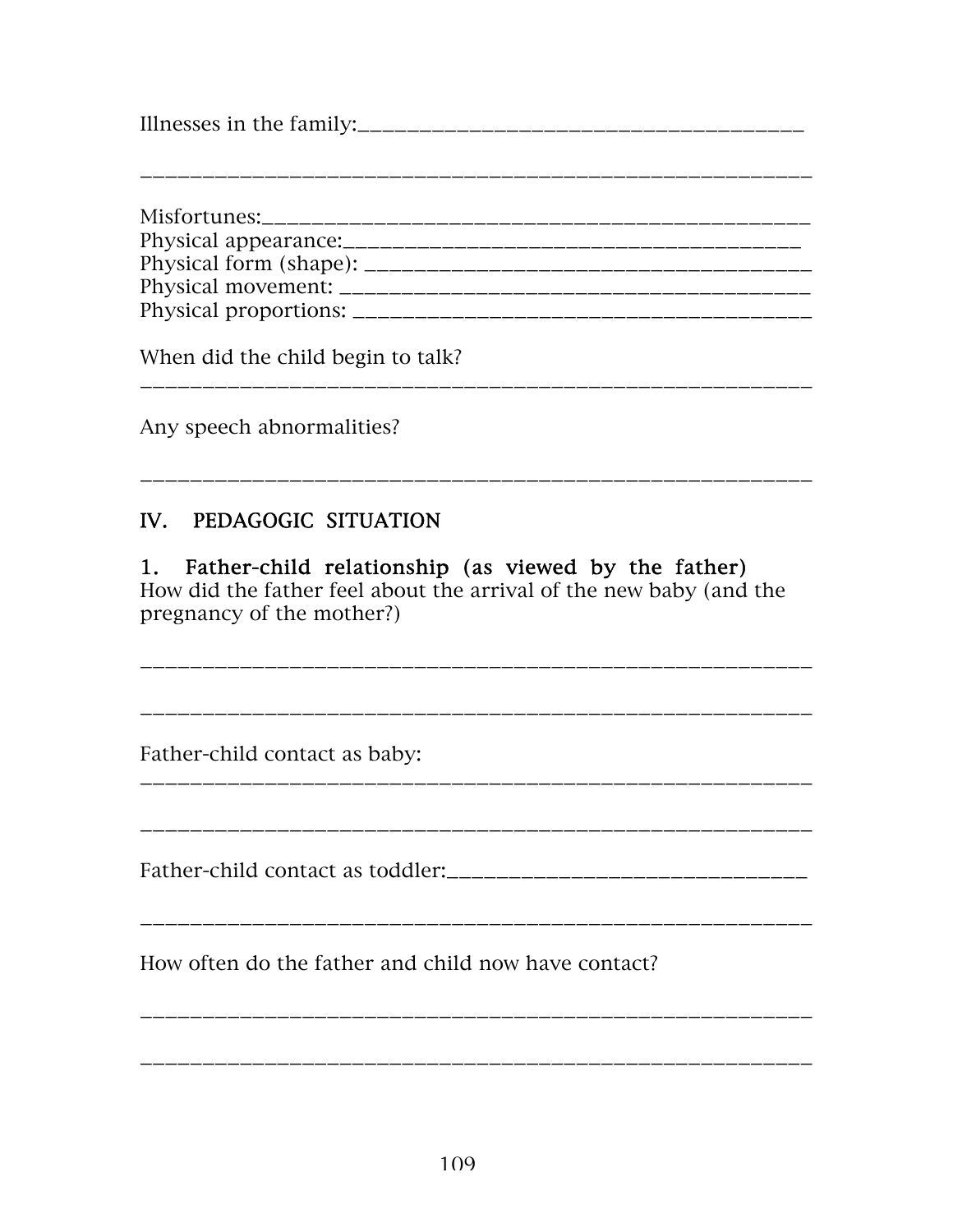Illnesses in the family:_______________________________________

___________________________________________________________

Misfortunes:_______________________________________________
Physical appearance:_________________________________________
Physical form (shape): _______________________________________
Physical movement: _________________________________________
Physical proportions: ________________________________________

When did the child begin to talk?
___________________________________________________________

Any speech abnormalities?

___________________________________________________________

## IV. PEDAGOGIC SITUATION

### 1. Father-child relationship (as viewed by the father)

How did the father feel about the arrival of the new baby (and the pregnancy of the mother?)

___________________________________________________________

___________________________________________________________

Father-child contact as baby:
___________________________________________________________

___________________________________________________________

Father-child contact as toddler:________________________________

___________________________________________________________

How often do the father and child now have contact?

___________________________________________________________

___________________________________________________________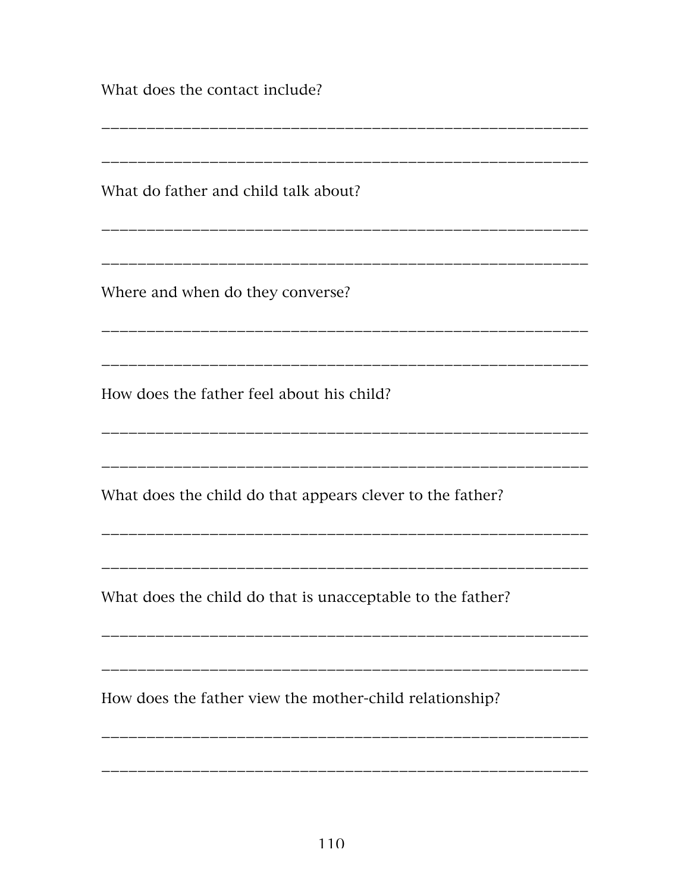What does the contact include?

\_\_\_\_\_\_\_\_\_\_\_\_\_\_\_\_\_\_\_\_\_\_\_\_\_\_\_\_\_\_\_\_\_\_\_\_\_\_\_\_\_\_\_\_\_\_\_\_\_\_\_\_\_\_\_\_

\_\_\_\_\_\_\_\_\_\_\_\_\_\_\_\_\_\_\_\_\_\_\_\_\_\_\_\_\_\_\_\_\_\_\_\_\_\_\_\_\_\_\_\_\_\_\_\_\_\_\_\_\_\_\_\_

What do father and child talk about?

\_\_\_\_\_\_\_\_\_\_\_\_\_\_\_\_\_\_\_\_\_\_\_\_\_\_\_\_\_\_\_\_\_\_\_\_\_\_\_\_\_\_\_\_\_\_\_\_\_\_\_\_\_\_\_\_

\_\_\_\_\_\_\_\_\_\_\_\_\_\_\_\_\_\_\_\_\_\_\_\_\_\_\_\_\_\_\_\_\_\_\_\_\_\_\_\_\_\_\_\_\_\_\_\_\_\_\_\_\_\_\_\_

Where and when do they converse?

\_\_\_\_\_\_\_\_\_\_\_\_\_\_\_\_\_\_\_\_\_\_\_\_\_\_\_\_\_\_\_\_\_\_\_\_\_\_\_\_\_\_\_\_\_\_\_\_\_\_\_\_\_\_\_\_

\_\_\_\_\_\_\_\_\_\_\_\_\_\_\_\_\_\_\_\_\_\_\_\_\_\_\_\_\_\_\_\_\_\_\_\_\_\_\_\_\_\_\_\_\_\_\_\_\_\_\_\_\_\_\_\_

How does the father feel about his child?

\_\_\_\_\_\_\_\_\_\_\_\_\_\_\_\_\_\_\_\_\_\_\_\_\_\_\_\_\_\_\_\_\_\_\_\_\_\_\_\_\_\_\_\_\_\_\_\_\_\_\_\_\_\_\_\_

\_\_\_\_\_\_\_\_\_\_\_\_\_\_\_\_\_\_\_\_\_\_\_\_\_\_\_\_\_\_\_\_\_\_\_\_\_\_\_\_\_\_\_\_\_\_\_\_\_\_\_\_\_\_\_\_

What does the child do that appears clever to the father?

\_\_\_\_\_\_\_\_\_\_\_\_\_\_\_\_\_\_\_\_\_\_\_\_\_\_\_\_\_\_\_\_\_\_\_\_\_\_\_\_\_\_\_\_\_\_\_\_\_\_\_\_\_\_\_\_

\_\_\_\_\_\_\_\_\_\_\_\_\_\_\_\_\_\_\_\_\_\_\_\_\_\_\_\_\_\_\_\_\_\_\_\_\_\_\_\_\_\_\_\_\_\_\_\_\_\_\_\_\_\_\_\_

What does the child do that is unacceptable to the father?

\_\_\_\_\_\_\_\_\_\_\_\_\_\_\_\_\_\_\_\_\_\_\_\_\_\_\_\_\_\_\_\_\_\_\_\_\_\_\_\_\_\_\_\_\_\_\_\_\_\_\_\_\_\_\_\_

\_\_\_\_\_\_\_\_\_\_\_\_\_\_\_\_\_\_\_\_\_\_\_\_\_\_\_\_\_\_\_\_\_\_\_\_\_\_\_\_\_\_\_\_\_\_\_\_\_\_\_\_\_\_\_\_

How does the father view the mother-child relationship?

\_\_\_\_\_\_\_\_\_\_\_\_\_\_\_\_\_\_\_\_\_\_\_\_\_\_\_\_\_\_\_\_\_\_\_\_\_\_\_\_\_\_\_\_\_\_\_\_\_\_\_\_\_\_\_\_

\_\_\_\_\_\_\_\_\_\_\_\_\_\_\_\_\_\_\_\_\_\_\_\_\_\_\_\_\_\_\_\_\_\_\_\_\_\_\_\_\_\_\_\_\_\_\_\_\_\_\_\_\_\_\_\_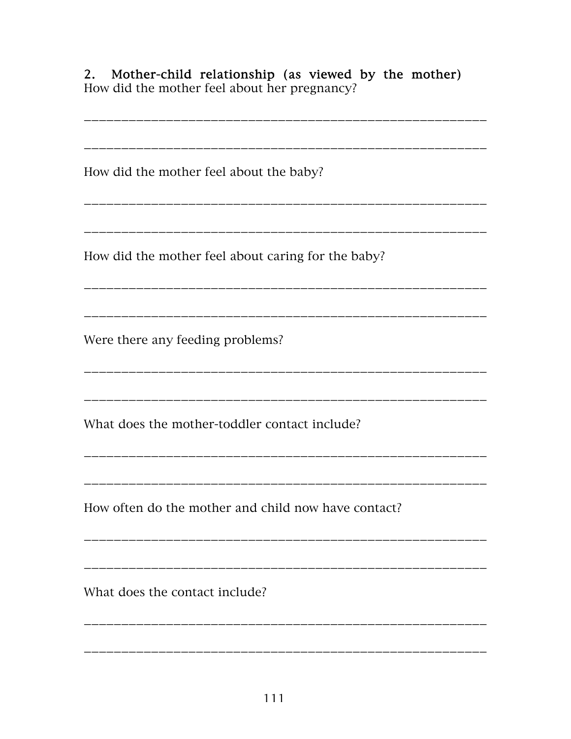**2. Mother-child relationship (as viewed by the mother)**

How did the mother feel about her pregnancy?

___________________________________________________________

___________________________________________________________

How did the mother feel about the baby?

___________________________________________________________

___________________________________________________________

How did the mother feel about caring for the baby?

___________________________________________________________

___________________________________________________________

Were there any feeding problems?

___________________________________________________________

___________________________________________________________

What does the mother-toddler contact include?

___________________________________________________________

___________________________________________________________

How often do the mother and child now have contact?

___________________________________________________________

___________________________________________________________

What does the contact include?

___________________________________________________________

___________________________________________________________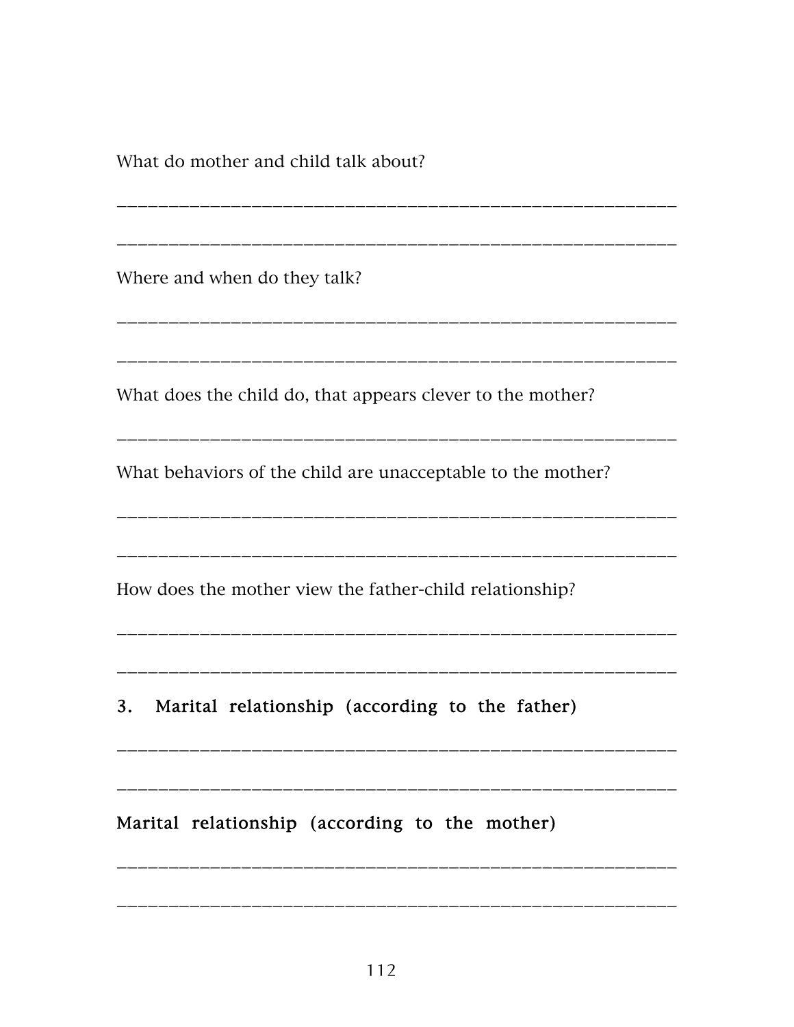What do mother and child talk about?

\_\_\_\_\_\_\_\_\_\_\_\_\_\_\_\_\_\_\_\_\_\_\_\_\_\_\_\_\_\_\_\_\_\_\_\_\_\_\_\_\_\_\_\_\_\_\_\_\_\_\_\_\_\_\_\_

\_\_\_\_\_\_\_\_\_\_\_\_\_\_\_\_\_\_\_\_\_\_\_\_\_\_\_\_\_\_\_\_\_\_\_\_\_\_\_\_\_\_\_\_\_\_\_\_\_\_\_\_\_\_\_\_

Where and when do they talk?

\_\_\_\_\_\_\_\_\_\_\_\_\_\_\_\_\_\_\_\_\_\_\_\_\_\_\_\_\_\_\_\_\_\_\_\_\_\_\_\_\_\_\_\_\_\_\_\_\_\_\_\_\_\_\_\_

\_\_\_\_\_\_\_\_\_\_\_\_\_\_\_\_\_\_\_\_\_\_\_\_\_\_\_\_\_\_\_\_\_\_\_\_\_\_\_\_\_\_\_\_\_\_\_\_\_\_\_\_\_\_\_\_

What does the child do, that appears clever to the mother?

\_\_\_\_\_\_\_\_\_\_\_\_\_\_\_\_\_\_\_\_\_\_\_\_\_\_\_\_\_\_\_\_\_\_\_\_\_\_\_\_\_\_\_\_\_\_\_\_\_\_\_\_\_\_\_\_

What behaviors of the child are unacceptable to the mother?

\_\_\_\_\_\_\_\_\_\_\_\_\_\_\_\_\_\_\_\_\_\_\_\_\_\_\_\_\_\_\_\_\_\_\_\_\_\_\_\_\_\_\_\_\_\_\_\_\_\_\_\_\_\_\_\_

\_\_\_\_\_\_\_\_\_\_\_\_\_\_\_\_\_\_\_\_\_\_\_\_\_\_\_\_\_\_\_\_\_\_\_\_\_\_\_\_\_\_\_\_\_\_\_\_\_\_\_\_\_\_\_\_

How does the mother view the father-child relationship?

\_\_\_\_\_\_\_\_\_\_\_\_\_\_\_\_\_\_\_\_\_\_\_\_\_\_\_\_\_\_\_\_\_\_\_\_\_\_\_\_\_\_\_\_\_\_\_\_\_\_\_\_\_\_\_\_

\_\_\_\_\_\_\_\_\_\_\_\_\_\_\_\_\_\_\_\_\_\_\_\_\_\_\_\_\_\_\_\_\_\_\_\_\_\_\_\_\_\_\_\_\_\_\_\_\_\_\_\_\_\_\_\_

**3. Marital relationship (according to the father)**

\_\_\_\_\_\_\_\_\_\_\_\_\_\_\_\_\_\_\_\_\_\_\_\_\_\_\_\_\_\_\_\_\_\_\_\_\_\_\_\_\_\_\_\_\_\_\_\_\_\_\_\_\_\_\_\_

\_\_\_\_\_\_\_\_\_\_\_\_\_\_\_\_\_\_\_\_\_\_\_\_\_\_\_\_\_\_\_\_\_\_\_\_\_\_\_\_\_\_\_\_\_\_\_\_\_\_\_\_\_\_\_\_

**Marital relationship (according to the mother)**

\_\_\_\_\_\_\_\_\_\_\_\_\_\_\_\_\_\_\_\_\_\_\_\_\_\_\_\_\_\_\_\_\_\_\_\_\_\_\_\_\_\_\_\_\_\_\_\_\_\_\_\_\_\_\_\_

\_\_\_\_\_\_\_\_\_\_\_\_\_\_\_\_\_\_\_\_\_\_\_\_\_\_\_\_\_\_\_\_\_\_\_\_\_\_\_\_\_\_\_\_\_\_\_\_\_\_\_\_\_\_\_\_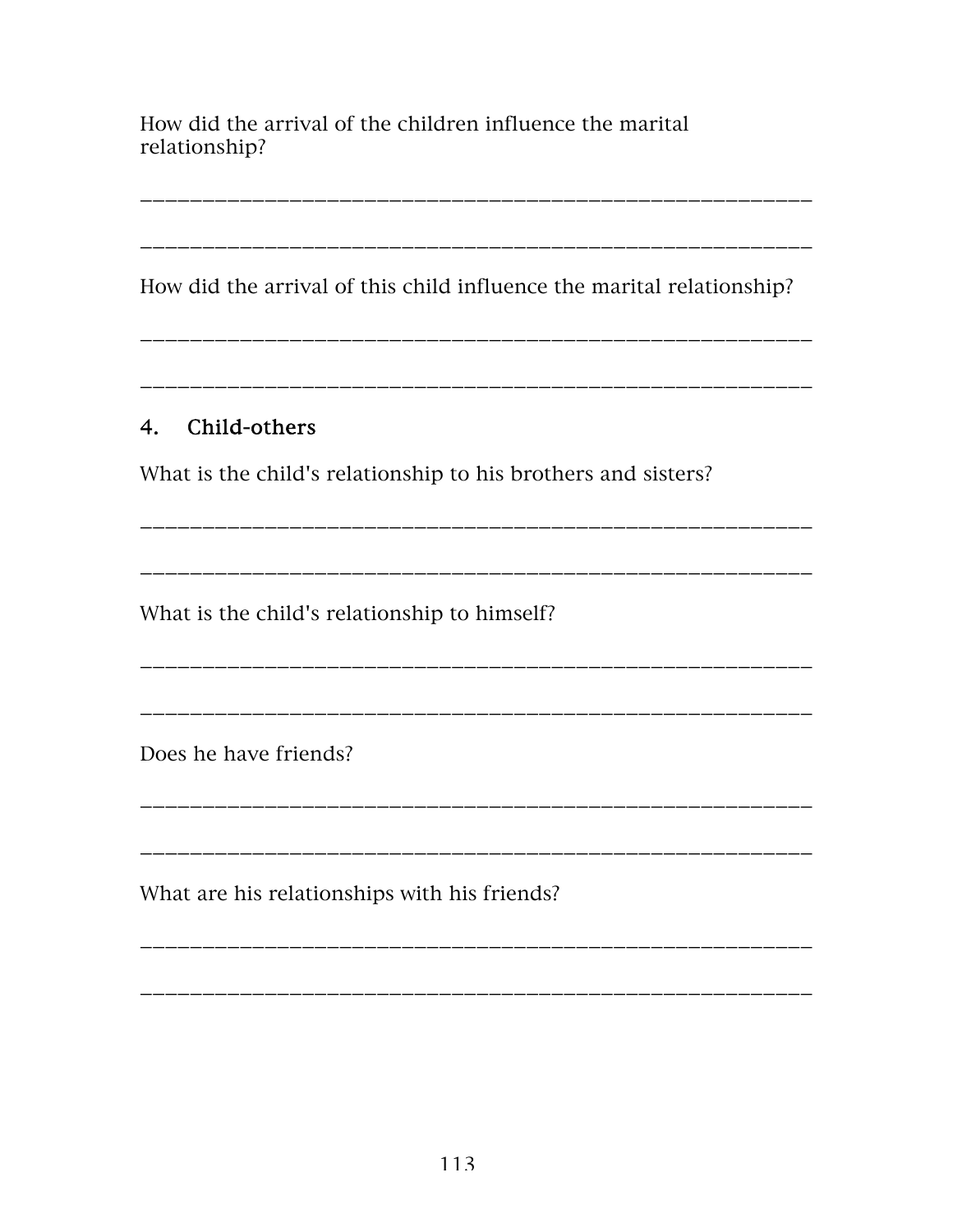How did the arrival of the children influence the marital relationship?

__________________________________________________________

__________________________________________________________

How did the arrival of this child influence the marital relationship?

__________________________________________________________

__________________________________________________________

## 4. Child-others

What is the child's relationship to his brothers and sisters?

__________________________________________________________

__________________________________________________________

What is the child's relationship to himself?

__________________________________________________________

__________________________________________________________

Does he have friends?

__________________________________________________________

__________________________________________________________

What are his relationships with his friends?

__________________________________________________________

__________________________________________________________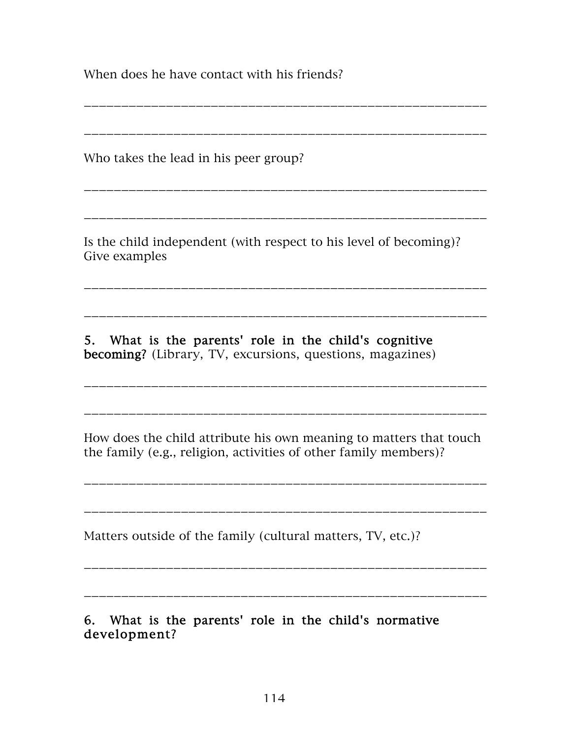When does he have contact with his friends?

_______________________________________________________

_______________________________________________________

Who takes the lead in his peer group?

_______________________________________________________

_______________________________________________________

Is the child independent (with respect to his level of becoming)? Give examples

_______________________________________________________

_______________________________________________________

**5. What is the parents' role in the child's cognitive becoming?** (Library, TV, excursions, questions, magazines)

_______________________________________________________

_______________________________________________________

How does the child attribute his own meaning to matters that touch the family (e.g., religion, activities of other family members)?

_______________________________________________________

_______________________________________________________

Matters outside of the family (cultural matters, TV, etc.)?

_______________________________________________________

_______________________________________________________

**6. What is the parents' role in the child's normative development?**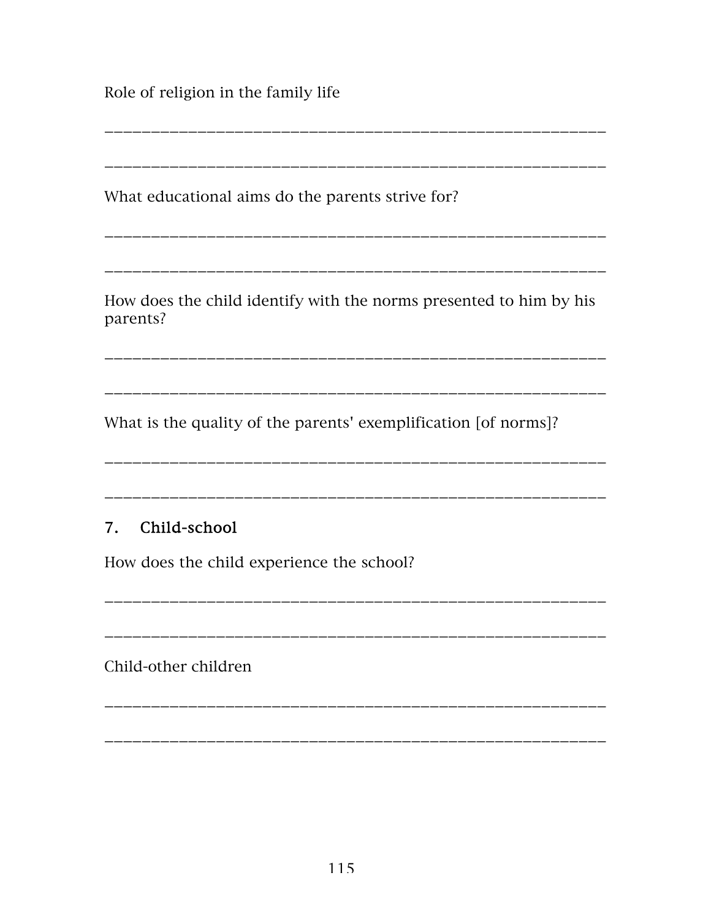Role of religion in the family life

_______________________________________________________

_______________________________________________________

What educational aims do the parents strive for?

_______________________________________________________

_______________________________________________________

How does the child identify with the norms presented to him by his parents?

_______________________________________________________

_______________________________________________________

What is the quality of the parents' exemplification [of norms]?

_______________________________________________________

_______________________________________________________

### 7. Child-school

How does the child experience the school?

_______________________________________________________

_______________________________________________________

Child-other children

_______________________________________________________

_______________________________________________________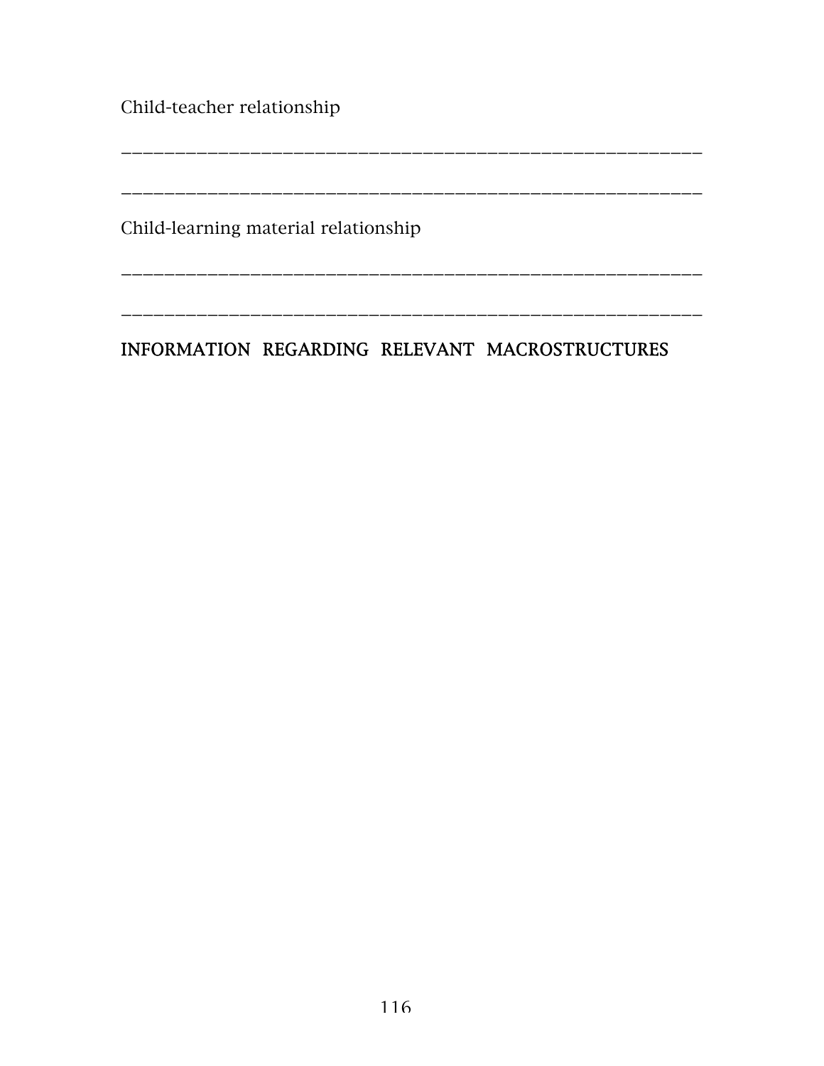Child-teacher relationship

\_\_\_\_\_\_\_\_\_\_\_\_\_\_\_\_\_\_\_\_\_\_\_\_\_\_\_\_\_\_\_\_\_\_\_\_\_\_\_\_\_\_\_\_\_\_\_\_\_\_\_\_\_\_\_\_

\_\_\_\_\_\_\_\_\_\_\_\_\_\_\_\_\_\_\_\_\_\_\_\_\_\_\_\_\_\_\_\_\_\_\_\_\_\_\_\_\_\_\_\_\_\_\_\_\_\_\_\_\_\_\_\_

Child-learning material relationship

\_\_\_\_\_\_\_\_\_\_\_\_\_\_\_\_\_\_\_\_\_\_\_\_\_\_\_\_\_\_\_\_\_\_\_\_\_\_\_\_\_\_\_\_\_\_\_\_\_\_\_\_\_\_\_\_

\_\_\_\_\_\_\_\_\_\_\_\_\_\_\_\_\_\_\_\_\_\_\_\_\_\_\_\_\_\_\_\_\_\_\_\_\_\_\_\_\_\_\_\_\_\_\_\_\_\_\_\_\_\_\_\_

## INFORMATION REGARDING RELEVANT MACROSTRUCTURES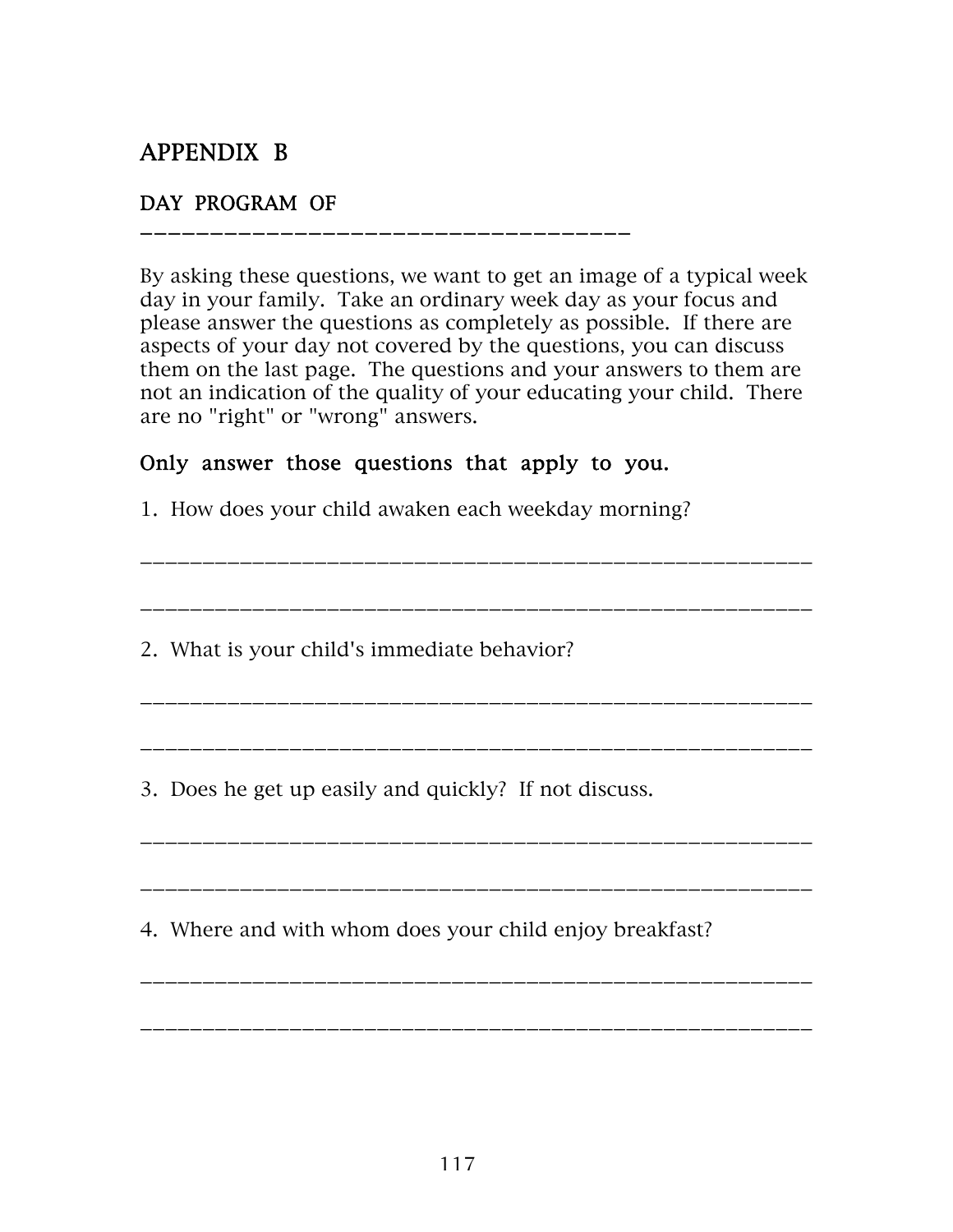# APPENDIX B

## DAY PROGRAM OF ____________________________________

By asking these questions, we want to get an image of a typical week day in your family. Take an ordinary week day as your focus and please answer the questions as completely as possible. If there are aspects of your day not covered by the questions, you can discuss them on the last page. The questions and your answers to them are not an indication of the quality of your educating your child. There are no "right" or "wrong" answers.

**Only answer those questions that apply to you.**

1. How does your child awaken each weekday morning?

_________________________________________________________

_________________________________________________________

2. What is your child's immediate behavior?

_________________________________________________________

_________________________________________________________

3. Does he get up easily and quickly? If not discuss.

_________________________________________________________

_________________________________________________________

4. Where and with whom does your child enjoy breakfast?

_________________________________________________________

_________________________________________________________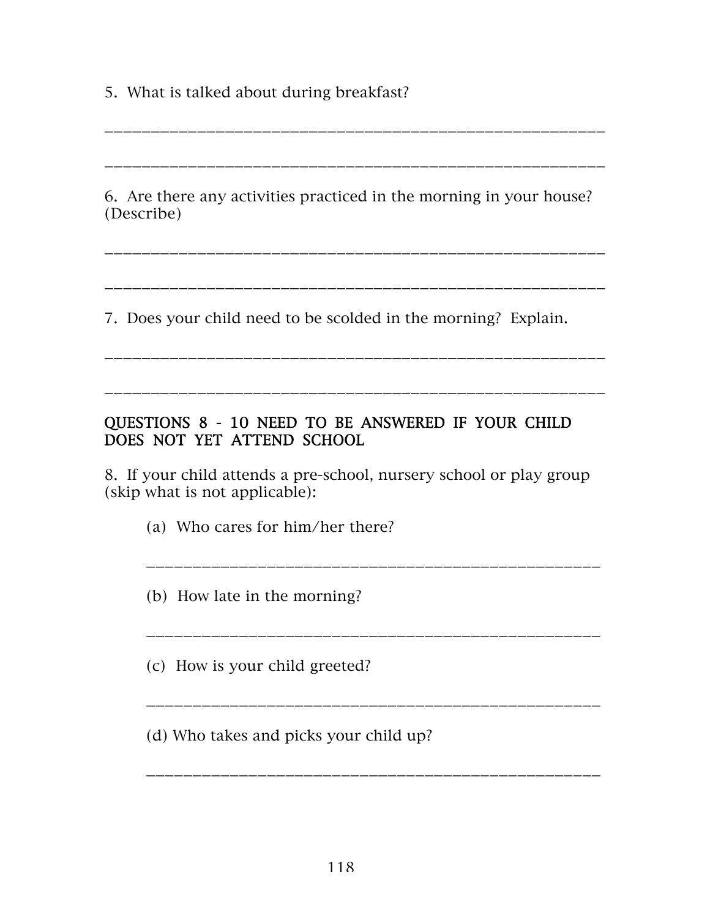5. What is talked about during breakfast?

___________________________________________________________

___________________________________________________________

6. Are there any activities practiced in the morning in your house? (Describe)

___________________________________________________________

___________________________________________________________

7. Does your child need to be scolded in the morning? Explain.

___________________________________________________________

___________________________________________________________

QUESTIONS 8 - 10 NEED TO BE ANSWERED IF YOUR CHILD DOES NOT YET ATTEND SCHOOL

8. If your child attends a pre-school, nursery school or play group (skip what is not applicable):

(a) Who cares for him/her there?

______________________________________________________

(b) How late in the morning?

______________________________________________________

(c) How is your child greeted?

______________________________________________________

(d) Who takes and picks your child up?

______________________________________________________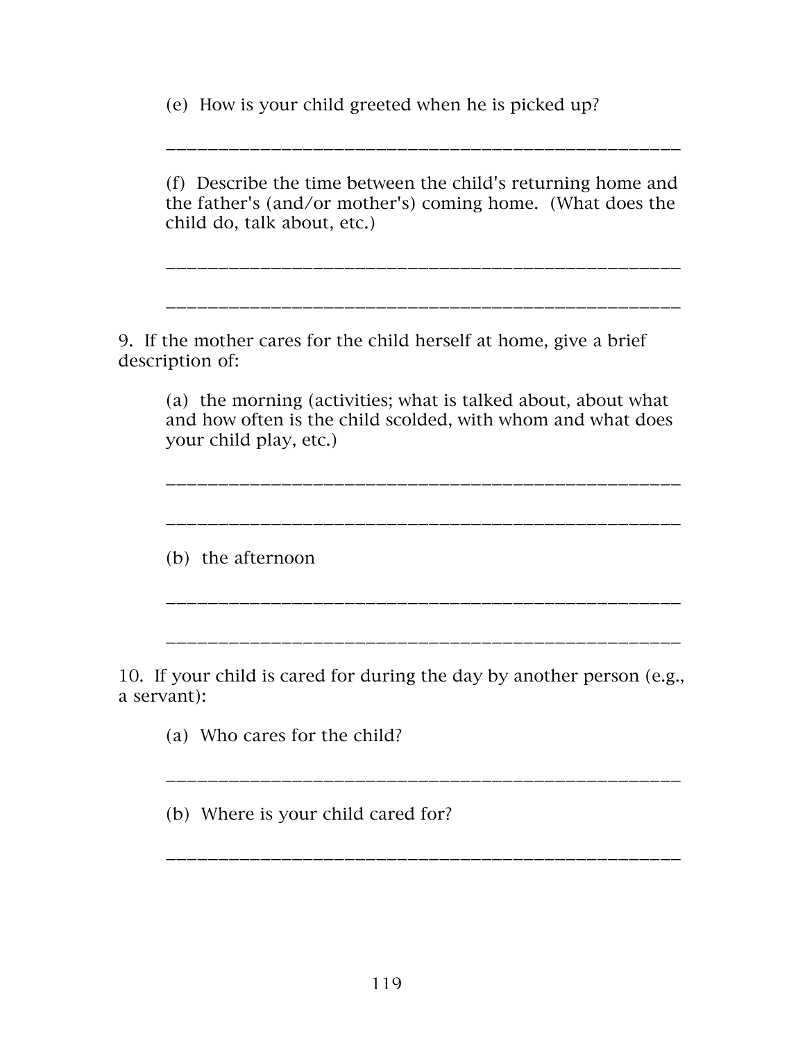(e) How is your child greeted when he is picked up?

\_\_\_\_\_\_\_\_\_\_\_\_\_\_\_\_\_\_\_\_\_\_\_\_\_\_\_\_\_\_\_\_\_\_\_\_\_\_\_\_\_\_\_\_\_\_\_\_\_\_\_\_\_\_

(f) Describe the time between the child's returning home and the father's (and/or mother's) coming home. (What does the child do, talk about, etc.)

\_\_\_\_\_\_\_\_\_\_\_\_\_\_\_\_\_\_\_\_\_\_\_\_\_\_\_\_\_\_\_\_\_\_\_\_\_\_\_\_\_\_\_\_\_\_\_\_\_\_\_\_\_\_

\_\_\_\_\_\_\_\_\_\_\_\_\_\_\_\_\_\_\_\_\_\_\_\_\_\_\_\_\_\_\_\_\_\_\_\_\_\_\_\_\_\_\_\_\_\_\_\_\_\_\_\_\_\_

9. If the mother cares for the child herself at home, give a brief description of:

(a) the morning (activities; what is talked about, about what and how often is the child scolded, with whom and what does your child play, etc.)

\_\_\_\_\_\_\_\_\_\_\_\_\_\_\_\_\_\_\_\_\_\_\_\_\_\_\_\_\_\_\_\_\_\_\_\_\_\_\_\_\_\_\_\_\_\_\_\_\_\_\_\_\_\_

\_\_\_\_\_\_\_\_\_\_\_\_\_\_\_\_\_\_\_\_\_\_\_\_\_\_\_\_\_\_\_\_\_\_\_\_\_\_\_\_\_\_\_\_\_\_\_\_\_\_\_\_\_\_

(b) the afternoon

\_\_\_\_\_\_\_\_\_\_\_\_\_\_\_\_\_\_\_\_\_\_\_\_\_\_\_\_\_\_\_\_\_\_\_\_\_\_\_\_\_\_\_\_\_\_\_\_\_\_\_\_\_\_

\_\_\_\_\_\_\_\_\_\_\_\_\_\_\_\_\_\_\_\_\_\_\_\_\_\_\_\_\_\_\_\_\_\_\_\_\_\_\_\_\_\_\_\_\_\_\_\_\_\_\_\_\_\_

10. If your child is cared for during the day by another person (e.g., a servant):

(a) Who cares for the child?

\_\_\_\_\_\_\_\_\_\_\_\_\_\_\_\_\_\_\_\_\_\_\_\_\_\_\_\_\_\_\_\_\_\_\_\_\_\_\_\_\_\_\_\_\_\_\_\_\_\_\_\_\_\_

(b) Where is your child cared for?

\_\_\_\_\_\_\_\_\_\_\_\_\_\_\_\_\_\_\_\_\_\_\_\_\_\_\_\_\_\_\_\_\_\_\_\_\_\_\_\_\_\_\_\_\_\_\_\_\_\_\_\_\_\_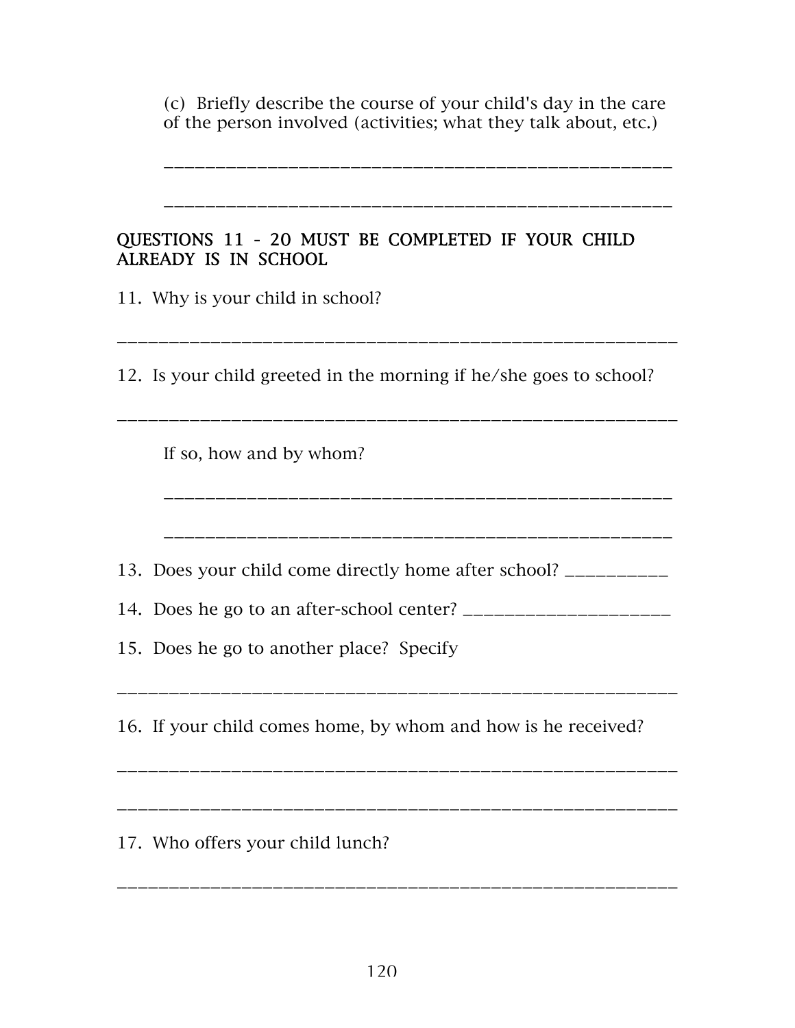(c) Briefly describe the course of your child's day in the care of the person involved (activities; what they talk about, etc.)

______________________________________________________

______________________________________________________

**QUESTIONS 11 - 20 MUST BE COMPLETED IF YOUR CHILD ALREADY IS IN SCHOOL**

11. Why is your child in school?

__________________________________________________________

12. Is your child greeted in the morning if he/she goes to school?

__________________________________________________________

If so, how and by whom?

______________________________________________________

______________________________________________________

13. Does your child come directly home after school? ___________

14. Does he go to an after-school center? ______________________

15. Does he go to another place? Specify

__________________________________________________________

16. If your child comes home, by whom and how is he received?

__________________________________________________________

__________________________________________________________

17. Who offers your child lunch?

__________________________________________________________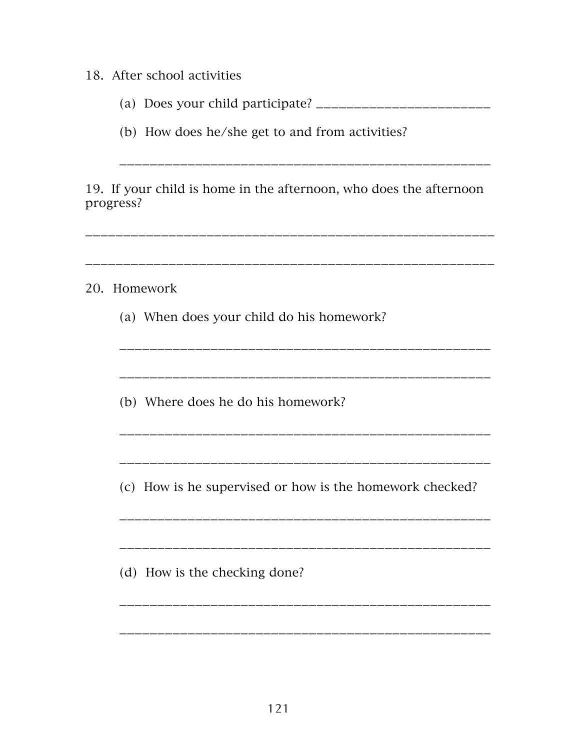18. After school activities

    (a) Does your child participate? ________________________

    (b) How does he/she get to and from activities?

    __________________________________________________

19. If your child is home in the afternoon, who does the afternoon progress?

________________________________________________________

________________________________________________________

20. Homework

    (a) When does your child do his homework?

    __________________________________________________

    __________________________________________________

    (b) Where does he do his homework?

    __________________________________________________

    __________________________________________________

    (c) How is he supervised or how is the homework checked?

    __________________________________________________

    __________________________________________________

    (d) How is the checking done?

    __________________________________________________

    __________________________________________________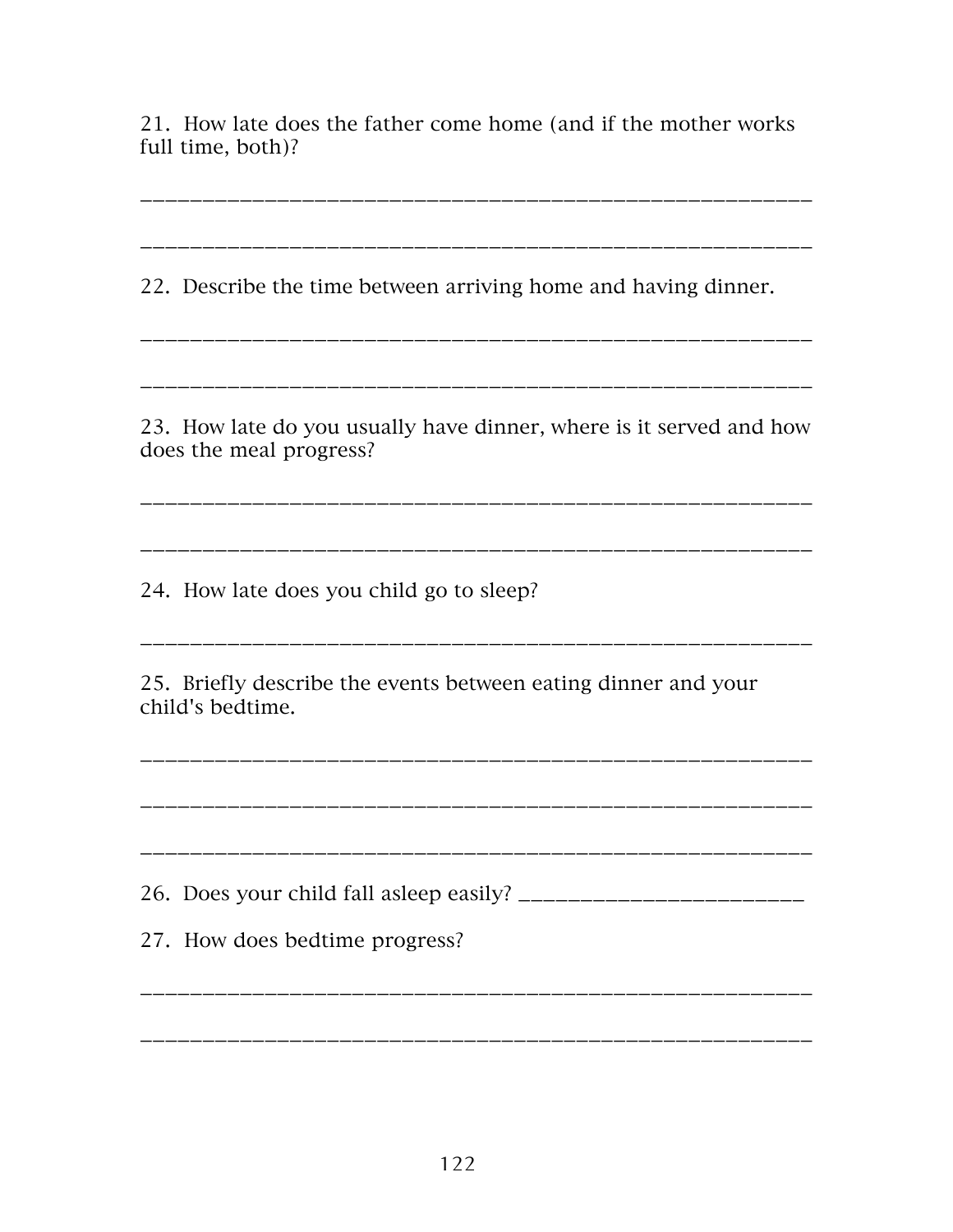21. How late does the father come home (and if the mother works full time, both)?

_______________________________________________________________

_______________________________________________________________

22. Describe the time between arriving home and having dinner.

_______________________________________________________________

_______________________________________________________________

23. How late do you usually have dinner, where is it served and how does the meal progress?

_______________________________________________________________

_______________________________________________________________

24. How late does you child go to sleep?

_______________________________________________________________

25. Briefly describe the events between eating dinner and your child's bedtime.

_______________________________________________________________

_______________________________________________________________

_______________________________________________________________

26. Does your child fall asleep easily? ___________________________

27. How does bedtime progress?

_______________________________________________________________

_______________________________________________________________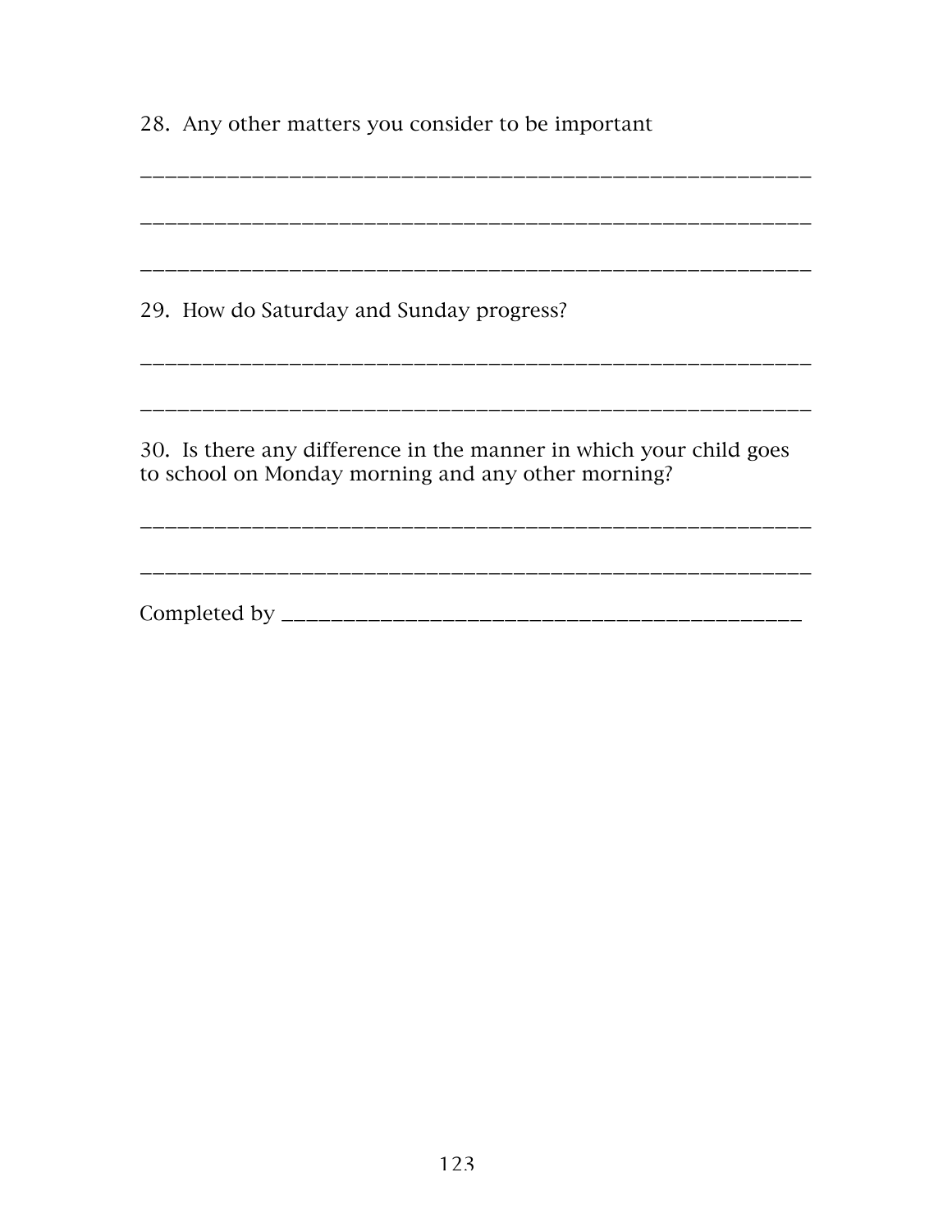28. Any other matters you consider to be important

________________________________________________________

________________________________________________________

________________________________________________________

29. How do Saturday and Sunday progress?

________________________________________________________

________________________________________________________

30. Is there any difference in the manner in which your child goes to school on Monday morning and any other morning?

________________________________________________________

________________________________________________________

Completed by ____________________________________________